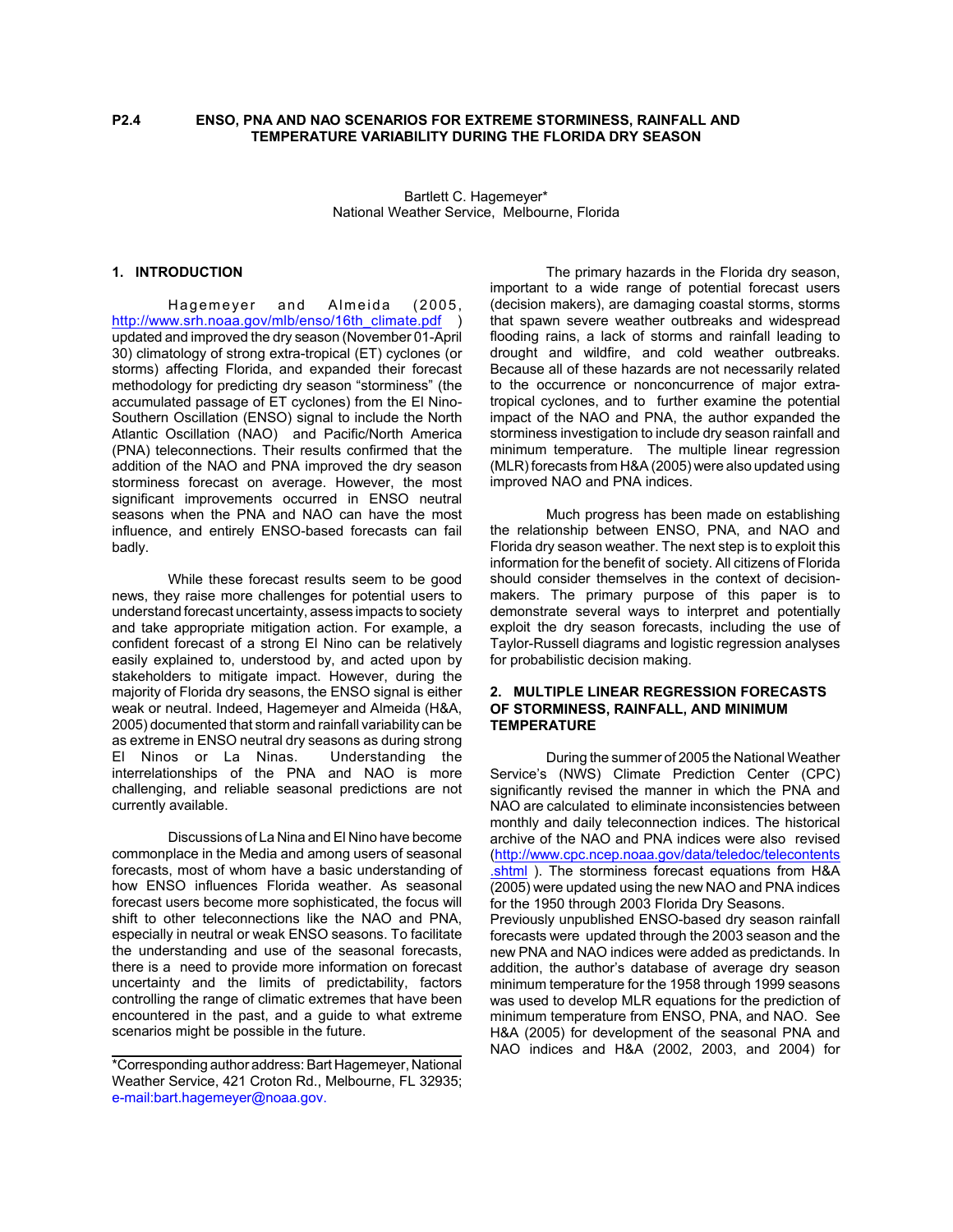**P2.4 ENSO, PNA AND NAO SCENARIOS FOR EXTREME STORMINESS, RAINFALL AND TEMPERATURE VARIABILITY DURING THE FLORIDA DRY SEASON**

Bartlett C. Hagemeyer*
National Weather Service, Melbourne, Florida

## 1. INTRODUCTION

Hagemeyer and Almeida (2005, http://www.srh.noaa.gov/mlb/enso/16th_climate.pdf ) updated and improved the dry season (November 01-April 30) climatology of strong extra-tropical (ET) cyclones (or storms) affecting Florida, and expanded their forecast methodology for predicting dry season "storminess" (the accumulated passage of ET cyclones) from the El Nino-Southern Oscillation (ENSO) signal to include the North Atlantic Oscillation (NAO) and Pacific/North America (PNA) teleconnections. Their results confirmed that the addition of the NAO and PNA improved the dry season storminess forecast on average. However, the most significant improvements occurred in ENSO neutral seasons when the PNA and NAO can have the most influence, and entirely ENSO-based forecasts can fail badly.

While these forecast results seem to be good news, they raise more challenges for potential users to understand forecast uncertainty, assess impacts to society and take appropriate mitigation action. For example, a confident forecast of a strong El Nino can be relatively easily explained to, understood by, and acted upon by stakeholders to mitigate impact. However, during the majority of Florida dry seasons, the ENSO signal is either weak or neutral. Indeed, Hagemeyer and Almeida (H&A, 2005) documented that storm and rainfall variability can be as extreme in ENSO neutral dry seasons as during strong El Ninos or La Ninas. Understanding the interrelationships of the PNA and NAO is more challenging, and reliable seasonal predictions are not currently available.

Discussions of La Nina and El Nino have become commonplace in the Media and among users of seasonal forecasts, most of whom have a basic understanding of how ENSO influences Florida weather. As seasonal forecast users become more sophisticated, the focus will shift to other teleconnections like the NAO and PNA, especially in neutral or weak ENSO seasons. To facilitate the understanding and use of the seasonal forecasts, there is a need to provide more information on forecast uncertainty and the limits of predictability, factors controlling the range of climatic extremes that have been encountered in the past, and a guide to what extreme scenarios might be possible in the future.

The primary hazards in the Florida dry season, important to a wide range of potential forecast users (decision makers), are damaging coastal storms, storms that spawn severe weather outbreaks and widespread flooding rains, a lack of storms and rainfall leading to drought and wildfire, and cold weather outbreaks. Because all of these hazards are not necessarily related to the occurrence or nonconcurrence of major extra-tropical cyclones, and to further examine the potential impact of the NAO and PNA, the author expanded the storminess investigation to include dry season rainfall and minimum temperature. The multiple linear regression (MLR) forecasts from H&A (2005) were also updated using improved NAO and PNA indices.

Much progress has been made on establishing the relationship between ENSO, PNA, and NAO and Florida dry season weather. The next step is to exploit this information for the benefit of society. All citizens of Florida should consider themselves in the context of decision-makers. The primary purpose of this paper is to demonstrate several ways to interpret and potentially exploit the dry season forecasts, including the use of Taylor-Russell diagrams and logistic regression analyses for probabilistic decision making.

## 2. MULTIPLE LINEAR REGRESSION FORECASTS OF STORMINESS, RAINFALL, AND MINIMUM TEMPERATURE

During the summer of 2005 the National Weather Service's (NWS) Climate Prediction Center (CPC) significantly revised the manner in which the PNA and NAO are calculated to eliminate inconsistencies between monthly and daily teleconnection indices. The historical archive of the NAO and PNA indices were also revised (http://www.cpc.ncep.noaa.gov/data/teledoc/telecontents.shtml ). The storminess forecast equations from H&A (2005) were updated using the new NAO and PNA indices for the 1950 through 2003 Florida Dry Seasons. Previously unpublished ENSO-based dry season rainfall forecasts were updated through the 2003 season and the new PNA and NAO indices were added as predictands. In addition, the author's database of average dry season minimum temperature for the 1958 through 1999 seasons was used to develop MLR equations for the prediction of minimum temperature from ENSO, PNA, and NAO. See H&A (2005) for development of the seasonal PNA and NAO indices and H&A (2002, 2003, and 2004) for

---

*Corresponding author address: Bart Hagemeyer, National Weather Service, 421 Croton Rd., Melbourne, FL 32935; e-mail:bart.hagemeyer@noaa.gov.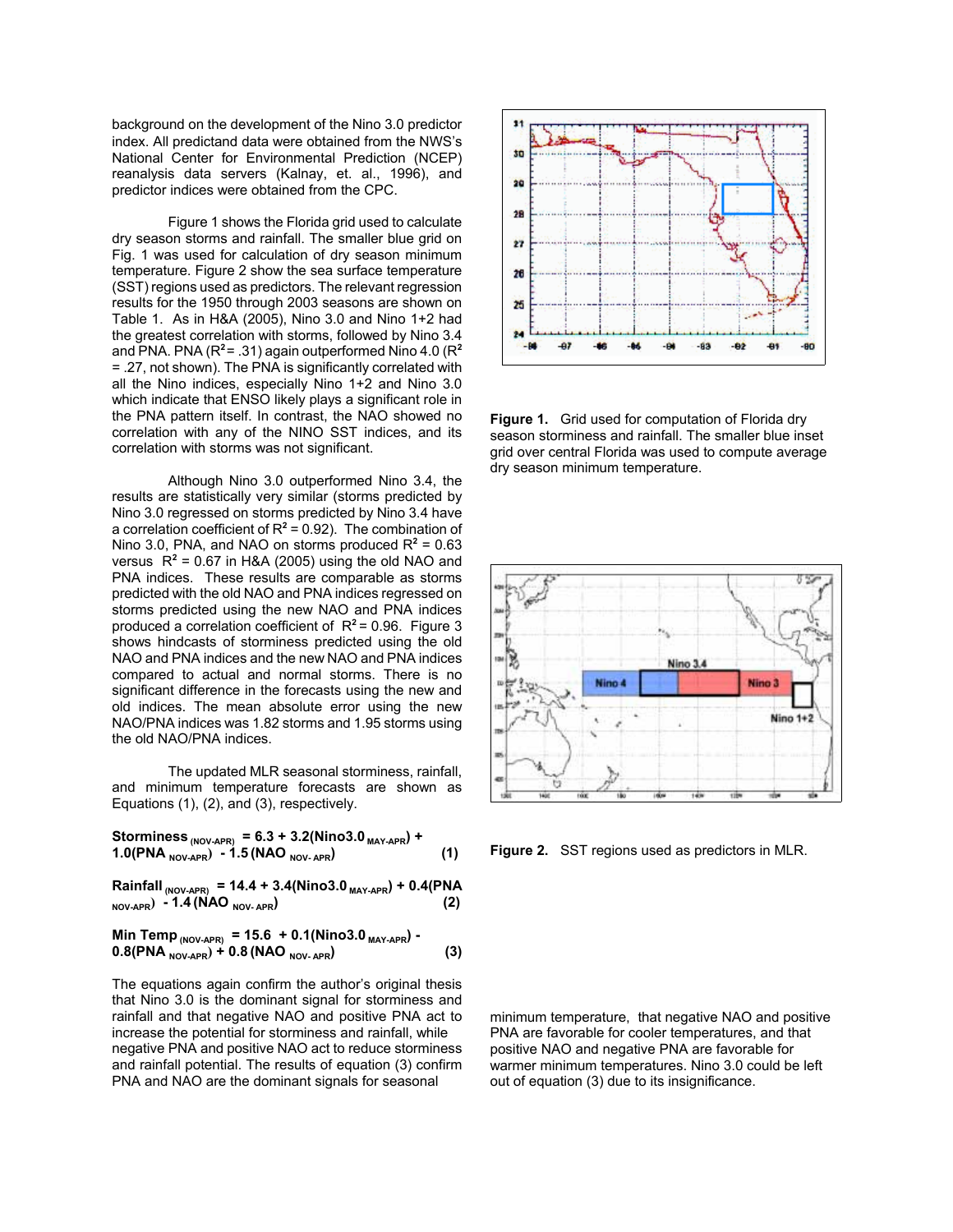background on the development of the Nino 3.0 predictor index. All predictand data were obtained from the NWS's National Center for Environmental Prediction (NCEP) reanalysis data servers (Kalnay, et. al., 1996), and predictor indices were obtained from the CPC.

Figure 1 shows the Florida grid used to calculate dry season storms and rainfall. The smaller blue grid on Fig. 1 was used for calculation of dry season minimum temperature. Figure 2 show the sea surface temperature (SST) regions used as predictors. The relevant regression results for the 1950 through 2003 seasons are shown on Table 1. As in H&A (2005), Nino 3.0 and Nino 1+2 had the greatest correlation with storms, followed by Nino 3.4 and PNA. PNA ($R^2$ = .31) again outperformed Nino 4.0 ($R^2$ = .27, not shown). The PNA is significantly correlated with all the Nino indices, especially Nino 1+2 and Nino 3.0 which indicate that ENSO likely plays a significant role in the PNA pattern itself. In contrast, the NAO showed no correlation with any of the NINO SST indices, and its correlation with storms was not significant.

Although Nino 3.0 outperformed Nino 3.4, the results are statistically very similar (storms predicted by Nino 3.0 regressed on storms predicted by Nino 3.4 have a correlation coefficient of $R^2$ = 0.92). The combination of Nino 3.0, PNA, and NAO on storms produced $R^2$ = 0.63 versus $R^2$ = 0.67 in H&A (2005) using the old NAO and PNA indices. These results are comparable as storms predicted with the old NAO and PNA indices regressed on storms predicted using the new NAO and PNA indices produced a correlation coefficient of $R^2$ = 0.96. Figure 3 shows hindcasts of storminess predicted using the old NAO and PNA indices and the new NAO and PNA indices compared to actual and normal storms. There is no significant difference in the forecasts using the new and old indices. The mean absolute error using the new NAO/PNA indices was 1.82 storms and 1.95 storms using the old NAO/PNA indices.

The updated MLR seasonal storminess, rainfall, and minimum temperature forecasts are shown as Equations (1), (2), and (3), respectively.

$$\textbf{Storminess}_{(NOV\text{-}APR)} = 6.3 + 3.2(\text{Nino3.0}_{MAY\text{-}APR}) + 1.0(\text{PNA}_{NOV\text{-}APR}) - 1.5(\text{NAO}_{NOV\text{-}APR}) \quad (1)$$

$$\textbf{Rainfall}_{(NOV\text{-}APR)} = 14.4 + 3.4(\text{Nino3.0}_{MAY\text{-}APR}) + 0.4(\text{PNA}_{NOV\text{-}APR}) - 1.4(\text{NAO}_{NOV\text{-}APR}) \quad (2)$$

$$\textbf{Min Temp}_{(NOV\text{-}APR)} = 15.6 + 0.1(\text{Nino3.0}_{MAY\text{-}APR}) - 0.8(\text{PNA}_{NOV\text{-}APR}) + 0.8(\text{NAO}_{NOV\text{-}APR}) \quad (3)$$

The equations again confirm the author's original thesis that Nino 3.0 is the dominant signal for storminess and rainfall and that negative NAO and positive PNA act to increase the potential for storminess and rainfall, while negative PNA and positive NAO act to reduce storminess and rainfall potential. The results of equation (3) confirm PNA and NAO are the dominant signals for seasonal minimum temperature, that negative NAO and positive PNA are favorable for cooler temperatures, and that positive NAO and negative PNA are favorable for warmer minimum temperatures. Nino 3.0 could be left out of equation (3) due to its insignificance.

**Figure 1.** Grid used for computation of Florida dry season storminess and rainfall. The smaller blue inset grid over central Florida was used to compute average dry season minimum temperature.

**Figure 2.** SST regions used as predictors in MLR.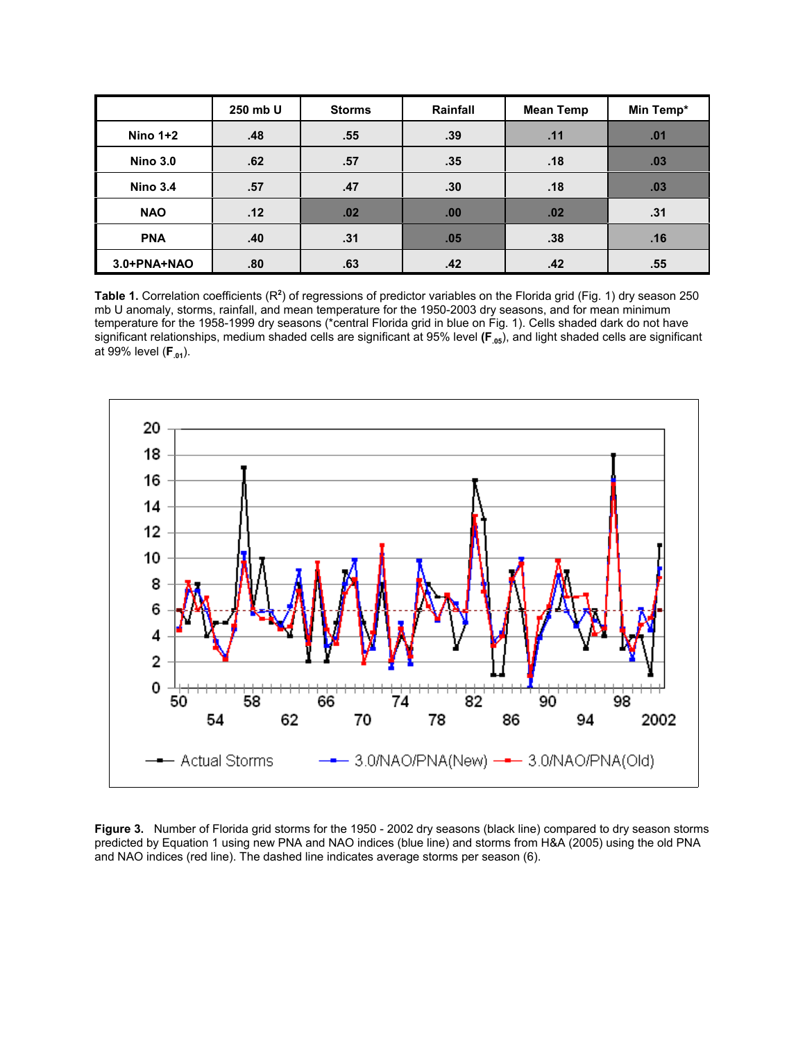|  | 250 mb U | Storms | Rainfall | Mean Temp | Min Temp* |
|---|---|---|---|---|---|
| **Nino 1+2** | .48 | .55 | .39 | .11 | .01 |
| **Nino 3.0** | .62 | .57 | .35 | .18 | .03 |
| **Nino 3.4** | .57 | .47 | .30 | .18 | .03 |
| **NAO** | .12 | .02 | .00 | .02 | .31 |
| **PNA** | .40 | .31 | .05 | .38 | .16 |
| **3.0+PNA+NAO** | .80 | .63 | .42 | .42 | .55 |

**Table 1.** Correlation coefficients ($R^2$) of regressions of predictor variables on the Florida grid (Fig. 1) dry season 250 mb U anomaly, storms, rainfall, and mean temperature for the 1950-2003 dry seasons, and for mean minimum temperature for the 1958-1999 dry seasons (*central Florida grid in blue on Fig. 1). Cells shaded dark do not have significant relationships, medium shaded cells are significant at 95% level (**$F_{.05}$**), and light shaded cells are significant at 99% level (**$F_{.01}$**).

**Figure 3.** Number of Florida grid storms for the 1950 - 2002 dry seasons (black line) compared to dry season storms predicted by Equation 1 using new PNA and NAO indices (blue line) and storms from H&A (2005) using the old PNA and NAO indices (red line). The dashed line indicates average storms per season (6).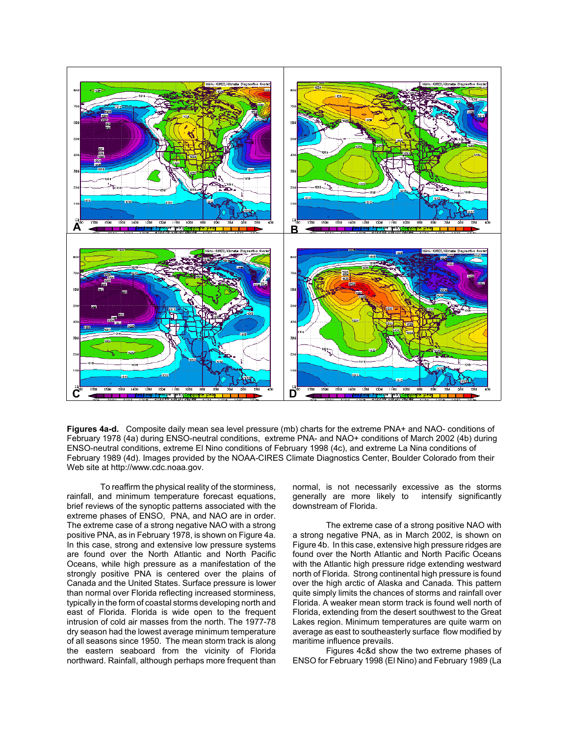**Figures 4a-d.** Composite daily mean sea level pressure (mb) charts for the extreme PNA+ and NAO- conditions of February 1978 (4a) during ENSO-neutral conditions, extreme PNA- and NAO+ conditions of March 2002 (4b) during ENSO-neutral conditions, extreme El Nino conditions of February 1998 (4c), and extreme La Nina conditions of February 1989 (4d). Images provided by the NOAA-CIRES Climate Diagnostics Center, Boulder Colorado from their Web site at http://www.cdc.noaa.gov.

To reaffirm the physical reality of the storminess, rainfall, and minimum temperature forecast equations, brief reviews of the synoptic patterns associated with the extreme phases of ENSO, PNA, and NAO are in order. The extreme case of a strong negative NAO with a strong positive PNA, as in February 1978, is shown on Figure 4a. In this case, strong and extensive low pressure systems are found over the North Atlantic and North Pacific Oceans, while high pressure as a manifestation of the strongly positive PNA is centered over the plains of Canada and the United States. Surface pressure is lower than normal over Florida reflecting increased storminess, typically in the form of coastal storms developing north and east of Florida. Florida is wide open to the frequent intrusion of cold air masses from the north. The 1977-78 dry season had the lowest average minimum temperature of all seasons since 1950. The mean storm track is along the eastern seaboard from the vicinity of Florida northward. Rainfall, although perhaps more frequent than normal, is not necessarily excessive as the storms generally are more likely to intensify significantly downstream of Florida.

The extreme case of a strong positive NAO with a strong negative PNA, as in March 2002, is shown on Figure 4b. In this case, extensive high pressure ridges are found over the North Atlantic and North Pacific Oceans with the Atlantic high pressure ridge extending westward north of Florida. Strong continental high pressure is found over the high arctic of Alaska and Canada. This pattern quite simply limits the chances of storms and rainfall over Florida. A weaker mean storm track is found well north of Florida, extending from the desert southwest to the Great Lakes region. Minimum temperatures are quite warm on average as east to southeasterly surface flow modified by maritime influence prevails.

Figures 4c&d show the two extreme phases of ENSO for February 1998 (El Nino) and February 1989 (La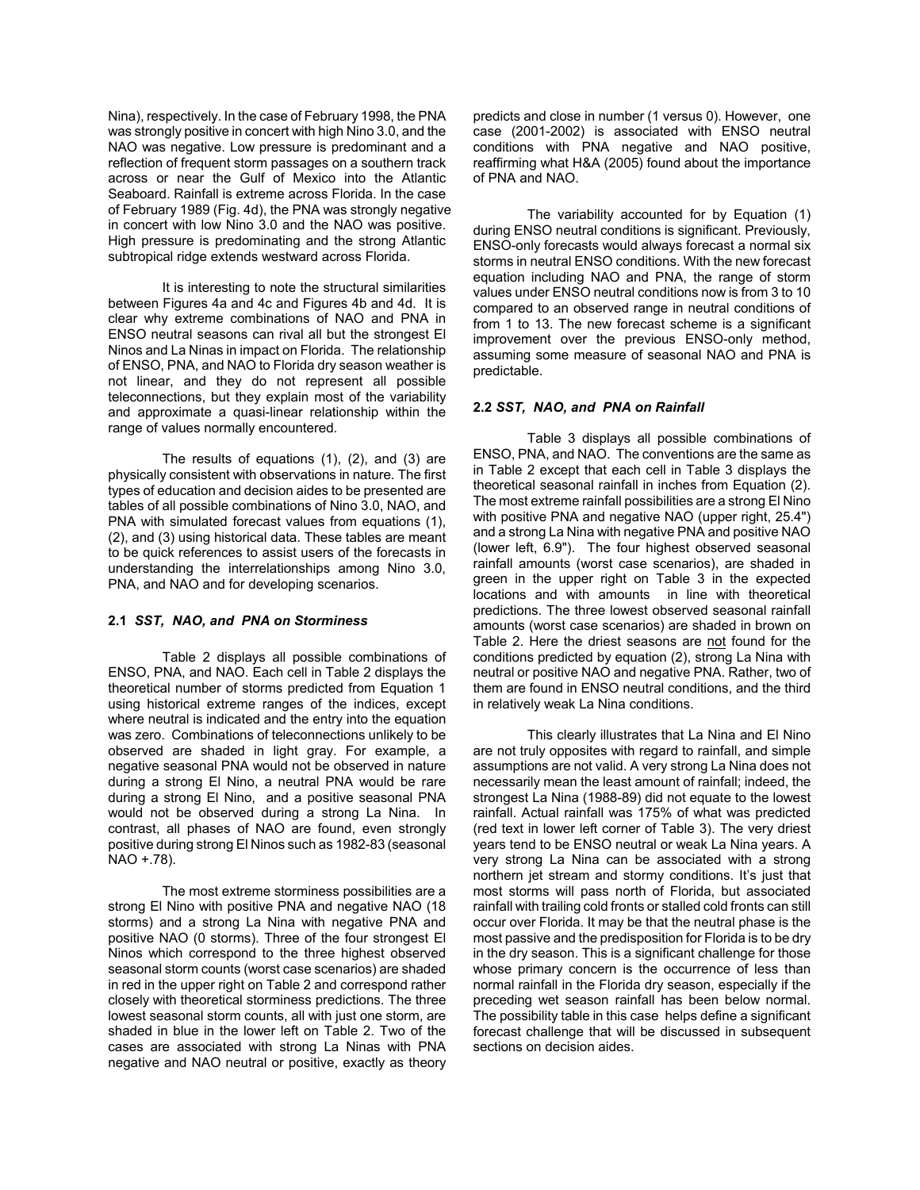Nina), respectively. In the case of February 1998, the PNA was strongly positive in concert with high Nino 3.0, and the NAO was negative. Low pressure is predominant and a reflection of frequent storm passages on a southern track across or near the Gulf of Mexico into the Atlantic Seaboard. Rainfall is extreme across Florida. In the case of February 1989 (Fig. 4d), the PNA was strongly negative in concert with low Nino 3.0 and the NAO was positive. High pressure is predominating and the strong Atlantic subtropical ridge extends westward across Florida.

It is interesting to note the structural similarities between Figures 4a and 4c and Figures 4b and 4d. It is clear why extreme combinations of NAO and PNA in ENSO neutral seasons can rival all but the strongest El Ninos and La Ninas in impact on Florida. The relationship of ENSO, PNA, and NAO to Florida dry season weather is not linear, and they do not represent all possible teleconnections, but they explain most of the variability and approximate a quasi-linear relationship within the range of values normally encountered.

The results of equations (1), (2), and (3) are physically consistent with observations in nature. The first types of education and decision aides to be presented are tables of all possible combinations of Nino 3.0, NAO, and PNA with simulated forecast values from equations (1), (2), and (3) using historical data. These tables are meant to be quick references to assist users of the forecasts in understanding the interrelationships among Nino 3.0, PNA, and NAO and for developing scenarios.

### 2.1 *SST, NAO, and PNA on Storminess*

Table 2 displays all possible combinations of ENSO, PNA, and NAO. Each cell in Table 2 displays the theoretical number of storms predicted from Equation 1 using historical extreme ranges of the indices, except where neutral is indicated and the entry into the equation was zero. Combinations of teleconnections unlikely to be observed are shaded in light gray. For example, a negative seasonal PNA would not be observed in nature during a strong El Nino, a neutral PNA would be rare during a strong El Nino, and a positive seasonal PNA would not be observed during a strong La Nina. In contrast, all phases of NAO are found, even strongly positive during strong El Ninos such as 1982-83 (seasonal NAO +.78).

The most extreme storminess possibilities are a strong El Nino with positive PNA and negative NAO (18 storms) and a strong La Nina with negative PNA and positive NAO (0 storms). Three of the four strongest El Ninos which correspond to the three highest observed seasonal storm counts (worst case scenarios) are shaded in red in the upper right on Table 2 and correspond rather closely with theoretical storminess predictions. The three lowest seasonal storm counts, all with just one storm, are shaded in blue in the lower left on Table 2. Two of the cases are associated with strong La Ninas with PNA negative and NAO neutral or positive, exactly as theory predicts and close in number (1 versus 0). However, one case (2001-2002) is associated with ENSO neutral conditions with PNA negative and NAO positive, reaffirming what H&A (2005) found about the importance of PNA and NAO.

The variability accounted for by Equation (1) during ENSO neutral conditions is significant. Previously, ENSO-only forecasts would always forecast a normal six storms in neutral ENSO conditions. With the new forecast equation including NAO and PNA, the range of storm values under ENSO neutral conditions now is from 3 to 10 compared to an observed range in neutral conditions of from 1 to 13. The new forecast scheme is a significant improvement over the previous ENSO-only method, assuming some measure of seasonal NAO and PNA is predictable.

### 2.2 *SST, NAO, and PNA on Rainfall*

Table 3 displays all possible combinations of ENSO, PNA, and NAO. The conventions are the same as in Table 2 except that each cell in Table 3 displays the theoretical seasonal rainfall in inches from Equation (2). The most extreme rainfall possibilities are a strong El Nino with positive PNA and negative NAO (upper right, 25.4") and a strong La Nina with negative PNA and positive NAO (lower left, 6.9"). The four highest observed seasonal rainfall amounts (worst case scenarios), are shaded in green in the upper right on Table 3 in the expected locations and with amounts in line with theoretical predictions. The three lowest observed seasonal rainfall amounts (worst case scenarios) are shaded in brown on Table 2. Here the driest seasons are not found for the conditions predicted by equation (2), strong La Nina with neutral or positive NAO and negative PNA. Rather, two of them are found in ENSO neutral conditions, and the third in relatively weak La Nina conditions.

This clearly illustrates that La Nina and El Nino are not truly opposites with regard to rainfall, and simple assumptions are not valid. A very strong La Nina does not necessarily mean the least amount of rainfall; indeed, the strongest La Nina (1988-89) did not equate to the lowest rainfall. Actual rainfall was 175% of what was predicted (red text in lower left corner of Table 3). The very driest years tend to be ENSO neutral or weak La Nina years. A very strong La Nina can be associated with a strong northern jet stream and stormy conditions. It's just that most storms will pass north of Florida, but associated rainfall with trailing cold fronts or stalled cold fronts can still occur over Florida. It may be that the neutral phase is the most passive and the predisposition for Florida is to be dry in the dry season. This is a significant challenge for those whose primary concern is the occurrence of less than normal rainfall in the Florida dry season, especially if the preceding wet season rainfall has been below normal. The possibility table in this case helps define a significant forecast challenge that will be discussed in subsequent sections on decision aides.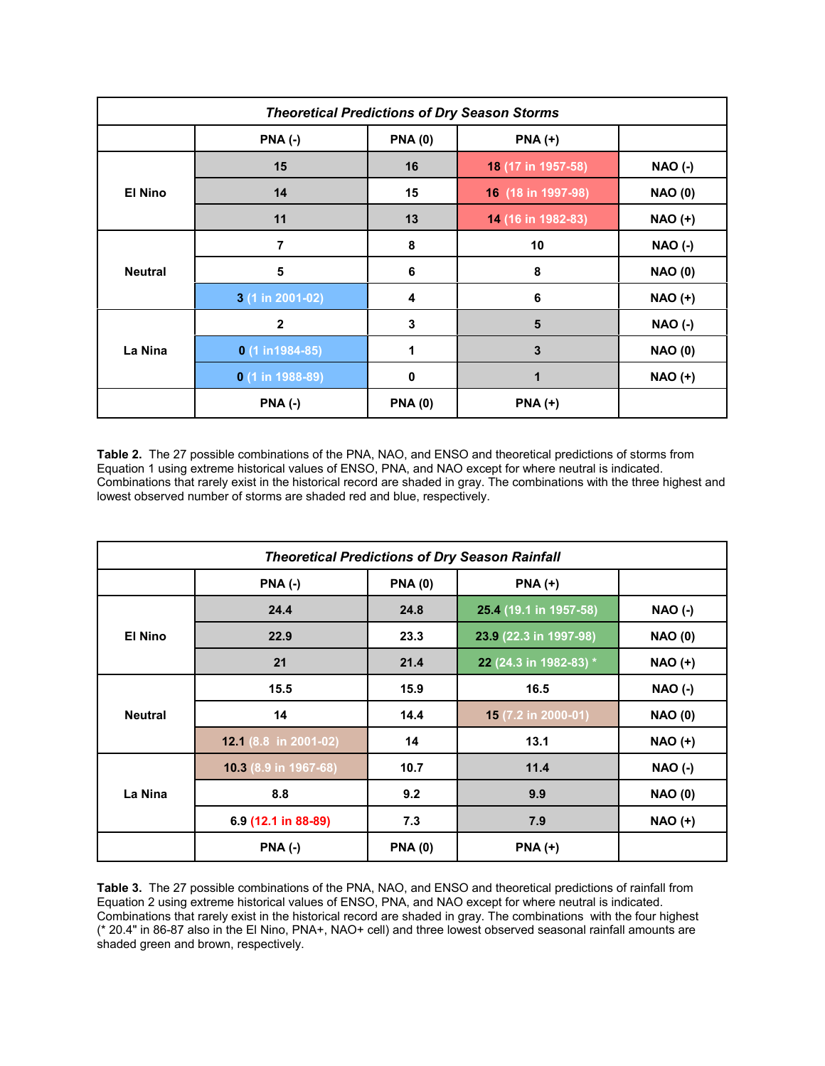| *Theoretical Predictions of Dry Season Storms* | | | | |
|---|---|---|---|---|
| | **PNA (-)** | **PNA (0)** | **PNA (+)** | |
| **El Nino** | **15** | **16** | **18** (17 in 1957-58) | **NAO (-)** |
| | **14** | **15** | **16** (18 in 1997-98) | **NAO (0)** |
| | **11** | **13** | **14** (16 in 1982-83) | **NAO (+)** |
| **Neutral** | **7** | **8** | **10** | **NAO (-)** |
| | **5** | **6** | **8** | **NAO (0)** |
| | **3** (1 in 2001-02) | **4** | **6** | **NAO (+)** |
| **La Nina** | **2** | **3** | **5** | **NAO (-)** |
| | **0** (1 in1984-85) | **1** | **3** | **NAO (0)** |
| | **0** (1 in 1988-89) | **0** | **1** | **NAO (+)** |
| | **PNA (-)** | **PNA (0)** | **PNA (+)** | |

**Table 2.** The 27 possible combinations of the PNA, NAO, and ENSO and theoretical predictions of storms from Equation 1 using extreme historical values of ENSO, PNA, and NAO except for where neutral is indicated. Combinations that rarely exist in the historical record are shaded in gray. The combinations with the three highest and lowest observed number of storms are shaded red and blue, respectively.

| *Theoretical Predictions of Dry Season Rainfall* | | | | |
|---|---|---|---|---|
| | **PNA (-)** | **PNA (0)** | **PNA (+)** | |
| **El Nino** | **24.4** | **24.8** | **25.4** (19.1 in 1957-58) | **NAO (-)** |
| | **22.9** | **23.3** | **23.9** (22.3 in 1997-98) | **NAO (0)** |
| | **21** | **21.4** | **22** (24.3 in 1982-83) * | **NAO (+)** |
| **Neutral** | **15.5** | **15.9** | **16.5** | **NAO (-)** |
| | **14** | **14.4** | **15** (7.2 in 2000-01) | **NAO (0)** |
| | **12.1** (8.8 in 2001-02) | **14** | **13.1** | **NAO (+)** |
| **La Nina** | **10.3** (8.9 in 1967-68) | **10.7** | **11.4** | **NAO (-)** |
| | **8.8** | **9.2** | **9.9** | **NAO (0)** |
| | **6.9** (12.1 in 88-89) | **7.3** | **7.9** | **NAO (+)** |
| | **PNA (-)** | **PNA (0)** | **PNA (+)** | |

**Table 3.** The 27 possible combinations of the PNA, NAO, and ENSO and theoretical predictions of rainfall from Equation 2 using extreme historical values of ENSO, PNA, and NAO except for where neutral is indicated. Combinations that rarely exist in the historical record are shaded in gray. The combinations with the four highest (* 20.4" in 86-87 also in the El Nino, PNA+, NAO+ cell) and three lowest observed seasonal rainfall amounts are shaded green and brown, respectively.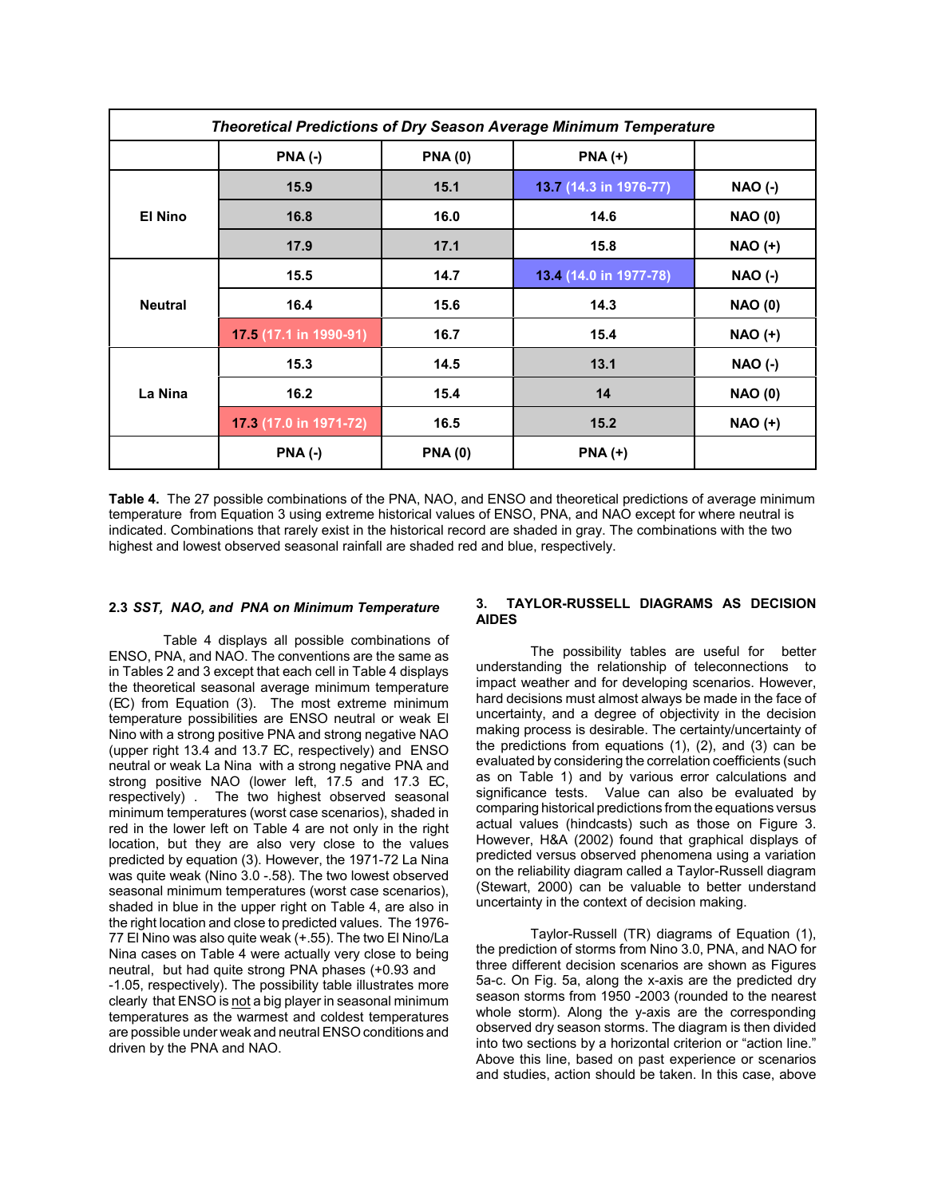| *Theoretical Predictions of Dry Season Average Minimum Temperature* | | | | |
|---|---|---|---|---|
| | **PNA (-)** | **PNA (0)** | **PNA (+)** | |
| **El Nino** | **15.9** | **15.1** | **13.7 (14.3 in 1976-77)** | **NAO (-)** |
| | **16.8** | **16.0** | **14.6** | **NAO (0)** |
| | **17.9** | **17.1** | **15.8** | **NAO (+)** |
| **Neutral** | **15.5** | **14.7** | **13.4 (14.0 in 1977-78)** | **NAO (-)** |
| | **16.4** | **15.6** | **14.3** | **NAO (0)** |
| | **17.5 (17.1 in 1990-91)** | **16.7** | **15.4** | **NAO (+)** |
| **La Nina** | **15.3** | **14.5** | **13.1** | **NAO (-)** |
| | **16.2** | **15.4** | **14** | **NAO (0)** |
| | **17.3 (17.0 in 1971-72)** | **16.5** | **15.2** | **NAO (+)** |
| | **PNA (-)** | **PNA (0)** | **PNA (+)** | |

**Table 4.** The 27 possible combinations of the PNA, NAO, and ENSO and theoretical predictions of average minimum temperature from Equation 3 using extreme historical values of ENSO, PNA, and NAO except for where neutral is indicated. Combinations that rarely exist in the historical record are shaded in gray. The combinations with the two highest and lowest observed seasonal rainfall are shaded red and blue, respectively.

### 2.3 *SST, NAO, and PNA on Minimum Temperature*

Table 4 displays all possible combinations of ENSO, PNA, and NAO. The conventions are the same as in Tables 2 and 3 except that each cell in Table 4 displays the theoretical seasonal average minimum temperature (EC) from Equation (3). The most extreme minimum temperature possibilities are ENSO neutral or weak El Nino with a strong positive PNA and strong negative NAO (upper right 13.4 and 13.7 EC, respectively) and ENSO neutral or weak La Nina with a strong negative PNA and strong positive NAO (lower left, 17.5 and 17.3 EC, respectively) . The two highest observed seasonal minimum temperatures (worst case scenarios), shaded in red in the lower left on Table 4 are not only in the right location, but they are also very close to the values predicted by equation (3). However, the 1971-72 La Nina was quite weak (Nino 3.0 -.58). The two lowest observed seasonal minimum temperatures (worst case scenarios), shaded in blue in the upper right on Table 4, are also in the right location and close to predicted values. The 1976-77 El Nino was also quite weak (+.55). The two El Nino/La Nina cases on Table 4 were actually very close to being neutral, but had quite strong PNA phases (+0.93 and -1.05, respectively). The possibility table illustrates more clearly that ENSO is not a big player in seasonal minimum temperatures as the warmest and coldest temperatures are possible under weak and neutral ENSO conditions and driven by the PNA and NAO.

## 3. TAYLOR-RUSSELL DIAGRAMS AS DECISION AIDES

The possibility tables are useful for better understanding the relationship of teleconnections to impact weather and for developing scenarios. However, hard decisions must almost always be made in the face of uncertainty, and a degree of objectivity in the decision making process is desirable. The certainty/uncertainty of the predictions from equations (1), (2), and (3) can be evaluated by considering the correlation coefficients (such as on Table 1) and by various error calculations and significance tests. Value can also be evaluated by comparing historical predictions from the equations versus actual values (hindcasts) such as those on Figure 3. However, H&A (2002) found that graphical displays of predicted versus observed phenomena using a variation on the reliability diagram called a Taylor-Russell diagram (Stewart, 2000) can be valuable to better understand uncertainty in the context of decision making.

Taylor-Russell (TR) diagrams of Equation (1), the prediction of storms from Nino 3.0, PNA, and NAO for three different decision scenarios are shown as Figures 5a-c. On Fig. 5a, along the x-axis are the predicted dry season storms from 1950 -2003 (rounded to the nearest whole storm). Along the y-axis are the corresponding observed dry season storms. The diagram is then divided into two sections by a horizontal criterion or "action line." Above this line, based on past experience or scenarios and studies, action should be taken. In this case, above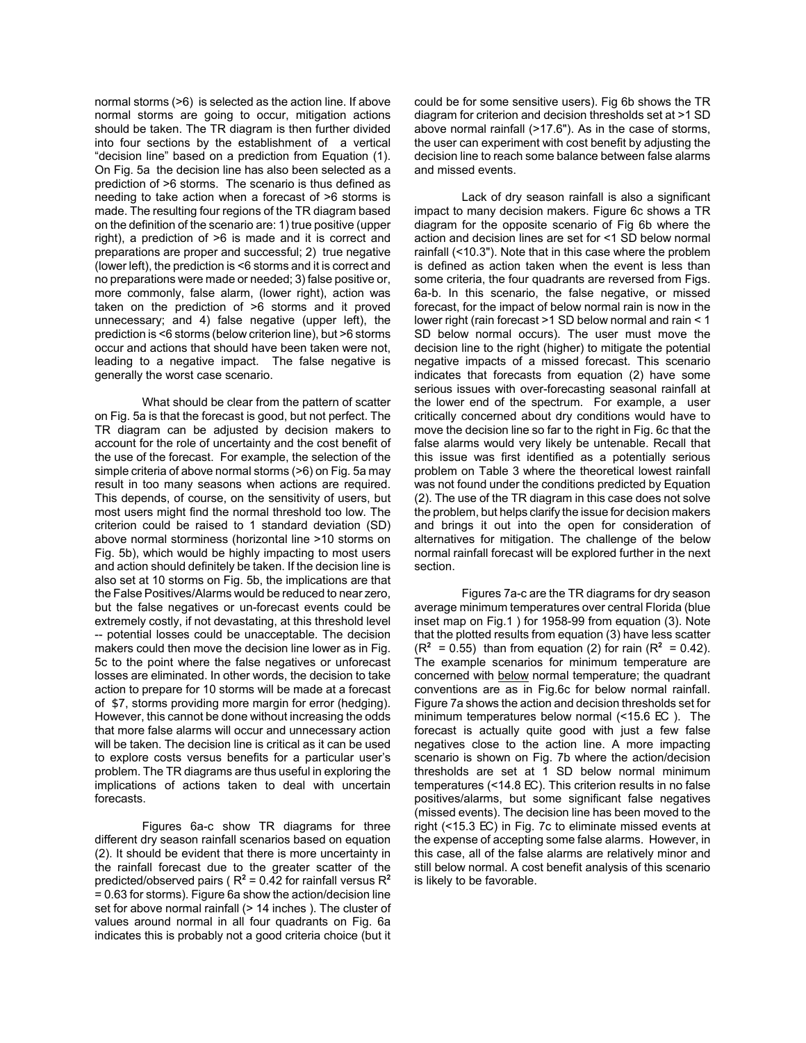normal storms (>6) is selected as the action line. If above normal storms are going to occur, mitigation actions should be taken. The TR diagram is then further divided into four sections by the establishment of a vertical "decision line" based on a prediction from Equation (1). On Fig. 5a the decision line has also been selected as a prediction of >6 storms. The scenario is thus defined as needing to take action when a forecast of >6 storms is made. The resulting four regions of the TR diagram based on the definition of the scenario are: 1) true positive (upper right), a prediction of >6 is made and it is correct and preparations are proper and successful; 2) true negative (lower left), the prediction is <6 storms and it is correct and no preparations were made or needed; 3) false positive or, more commonly, false alarm, (lower right), action was taken on the prediction of >6 storms and it proved unnecessary; and 4) false negative (upper left), the prediction is <6 storms (below criterion line), but >6 storms occur and actions that should have been taken were not, leading to a negative impact. The false negative is generally the worst case scenario.

What should be clear from the pattern of scatter on Fig. 5a is that the forecast is good, but not perfect. The TR diagram can be adjusted by decision makers to account for the role of uncertainty and the cost benefit of the use of the forecast. For example, the selection of the simple criteria of above normal storms (>6) on Fig. 5a may result in too many seasons when actions are required. This depends, of course, on the sensitivity of users, but most users might find the normal threshold too low. The criterion could be raised to 1 standard deviation (SD) above normal storminess (horizontal line >10 storms on Fig. 5b), which would be highly impacting to most users and action should definitely be taken. If the decision line is also set at 10 storms on Fig. 5b, the implications are that the False Positives/Alarms would be reduced to near zero, but the false negatives or un-forecast events could be extremely costly, if not devastating, at this threshold level -- potential losses could be unacceptable. The decision makers could then move the decision line lower as in Fig. 5c to the point where the false negatives or unforecast losses are eliminated. In other words, the decision to take action to prepare for 10 storms will be made at a forecast of $7, storms providing more margin for error (hedging). However, this cannot be done without increasing the odds that more false alarms will occur and unnecessary action will be taken. The decision line is critical as it can be used to explore costs versus benefits for a particular user's problem. The TR diagrams are thus useful in exploring the implications of actions taken to deal with uncertain forecasts.

Figures 6a-c show TR diagrams for three different dry season rainfall scenarios based on equation (2). It should be evident that there is more uncertainty in the rainfall forecast due to the greater scatter of the predicted/observed pairs ( $R^2$ = 0.42 for rainfall versus $R^2$ = 0.63 for storms). Figure 6a show the action/decision line set for above normal rainfall (> 14 inches ). The cluster of values around normal in all four quadrants on Fig. 6a indicates this is probably not a good criteria choice (but it could be for some sensitive users). Fig 6b shows the TR diagram for criterion and decision thresholds set at >1 SD above normal rainfall (>17.6"). As in the case of storms, the user can experiment with cost benefit by adjusting the decision line to reach some balance between false alarms and missed events.

Lack of dry season rainfall is also a significant impact to many decision makers. Figure 6c shows a TR diagram for the opposite scenario of Fig 6b where the action and decision lines are set for <1 SD below normal rainfall (<10.3"). Note that in this case where the problem is defined as action taken when the event is less than some criteria, the four quadrants are reversed from Figs. 6a-b. In this scenario, the false negative, or missed forecast, for the impact of below normal rain is now in the lower right (rain forecast >1 SD below normal and rain < 1 SD below normal occurs). The user must move the decision line to the right (higher) to mitigate the potential negative impacts of a missed forecast. This scenario indicates that forecasts from equation (2) have some serious issues with over-forecasting seasonal rainfall at the lower end of the spectrum. For example, a user critically concerned about dry conditions would have to move the decision line so far to the right in Fig. 6c that the false alarms would very likely be untenable. Recall that this issue was first identified as a potentially serious problem on Table 3 where the theoretical lowest rainfall was not found under the conditions predicted by Equation (2). The use of the TR diagram in this case does not solve the problem, but helps clarify the issue for decision makers and brings it out into the open for consideration of alternatives for mitigation. The challenge of the below normal rainfall forecast will be explored further in the next section.

Figures 7a-c are the TR diagrams for dry season average minimum temperatures over central Florida (blue inset map on Fig.1 ) for 1958-99 from equation (3). Note that the plotted results from equation (3) have less scatter ($R^2$ = 0.55) than from equation (2) for rain ($R^2$ = 0.42). The example scenarios for minimum temperature are concerned with <u>below</u> normal temperature; the quadrant conventions are as in Fig.6c for below normal rainfall. Figure 7a shows the action and decision thresholds set for minimum temperatures below normal (<15.6 EC ). The forecast is actually quite good with just a few false negatives close to the action line. A more impacting scenario is shown on Fig. 7b where the action/decision thresholds are set at 1 SD below normal minimum temperatures (<14.8 EC). This criterion results in no false positives/alarms, but some significant false negatives (missed events). The decision line has been moved to the right (<15.3 EC) in Fig. 7c to eliminate missed events at the expense of accepting some false alarms. However, in this case, all of the false alarms are relatively minor and still below normal. A cost benefit analysis of this scenario is likely to be favorable.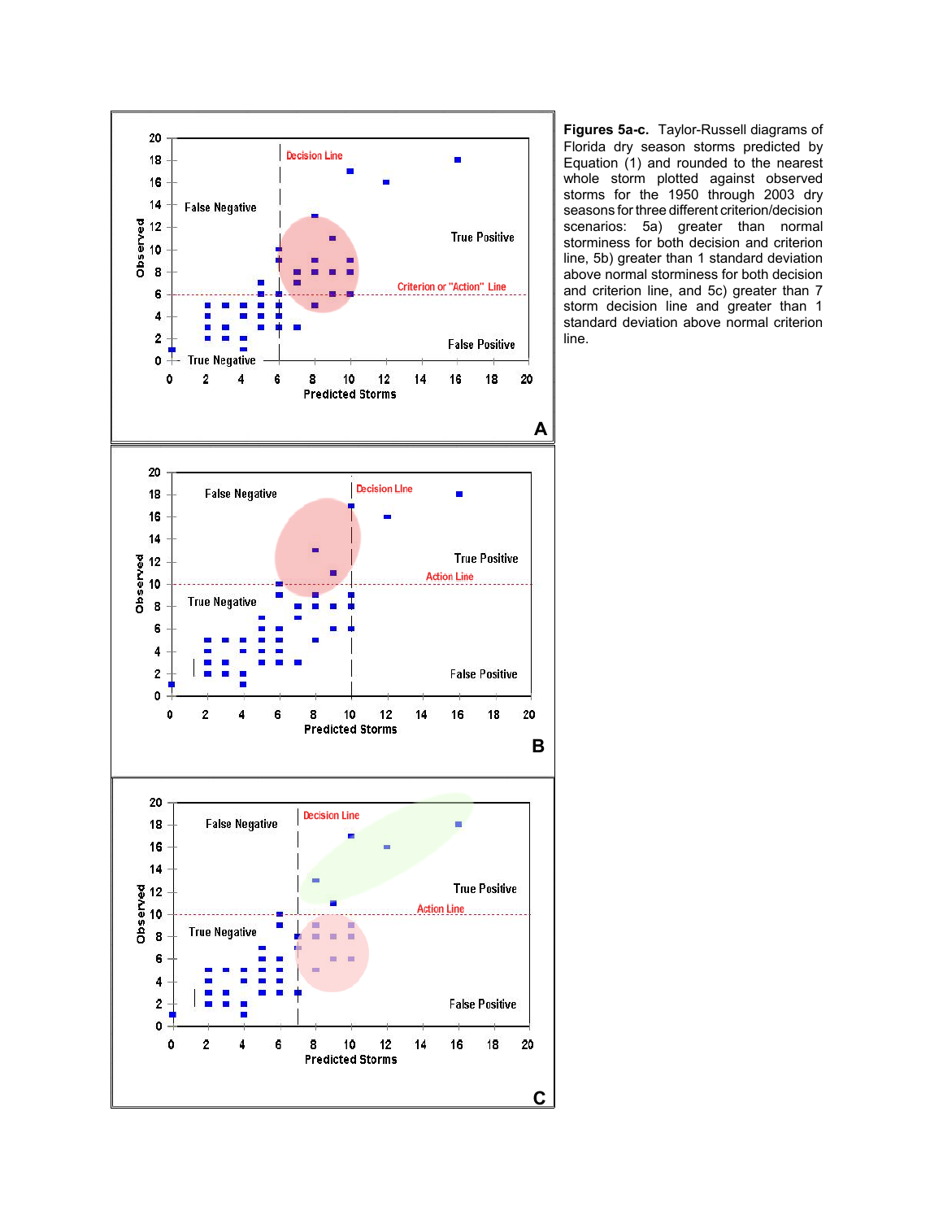**Figures 5a-c.** Taylor-Russell diagrams of Florida dry season storms predicted by Equation (1) and rounded to the nearest whole storm plotted against observed storms for the 1950 through 2003 dry seasons for three different criterion/decision scenarios: 5a) greater than normal storminess for both decision and criterion line, 5b) greater than 1 standard deviation above normal storminess for both decision and criterion line, and 5c) greater than 7 storm decision line and greater than 1 standard deviation above normal criterion line.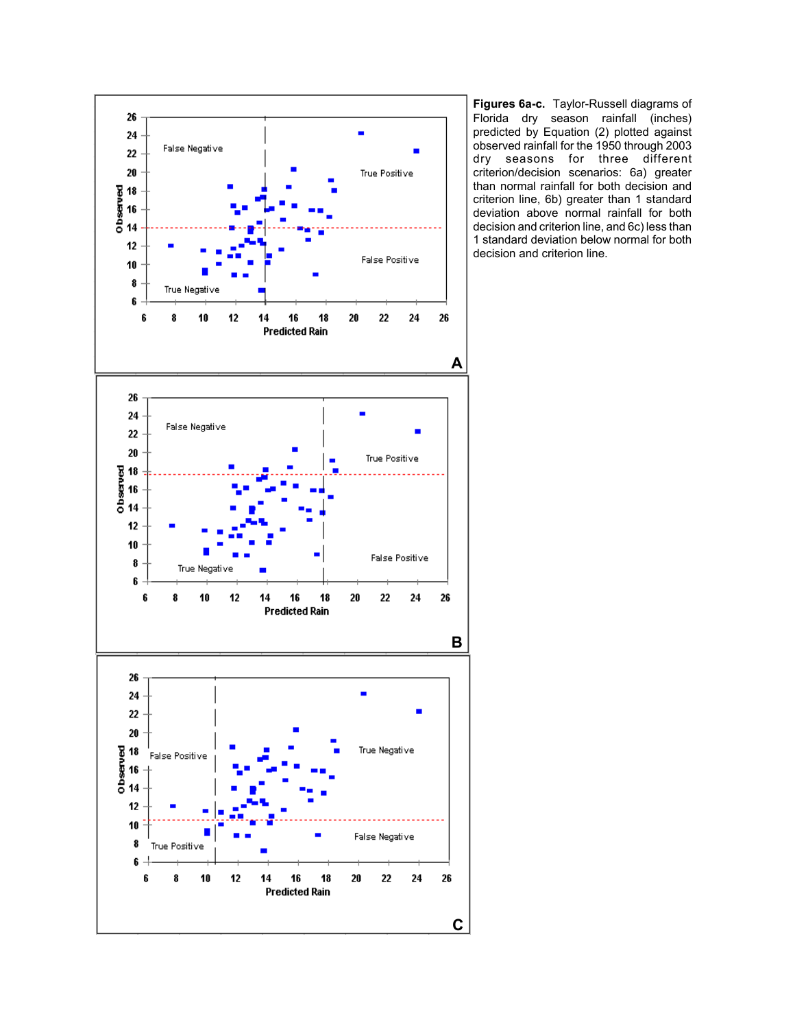**Figures 6a-c.** Taylor-Russell diagrams of Florida dry season rainfall (inches) predicted by Equation (2) plotted against observed rainfall for the 1950 through 2003 dry seasons for three different criterion/decision scenarios: 6a) greater than normal rainfall for both decision and criterion line, 6b) greater than 1 standard deviation above normal rainfall for both decision and criterion line, and 6c) less than 1 standard deviation below normal for both decision and criterion line.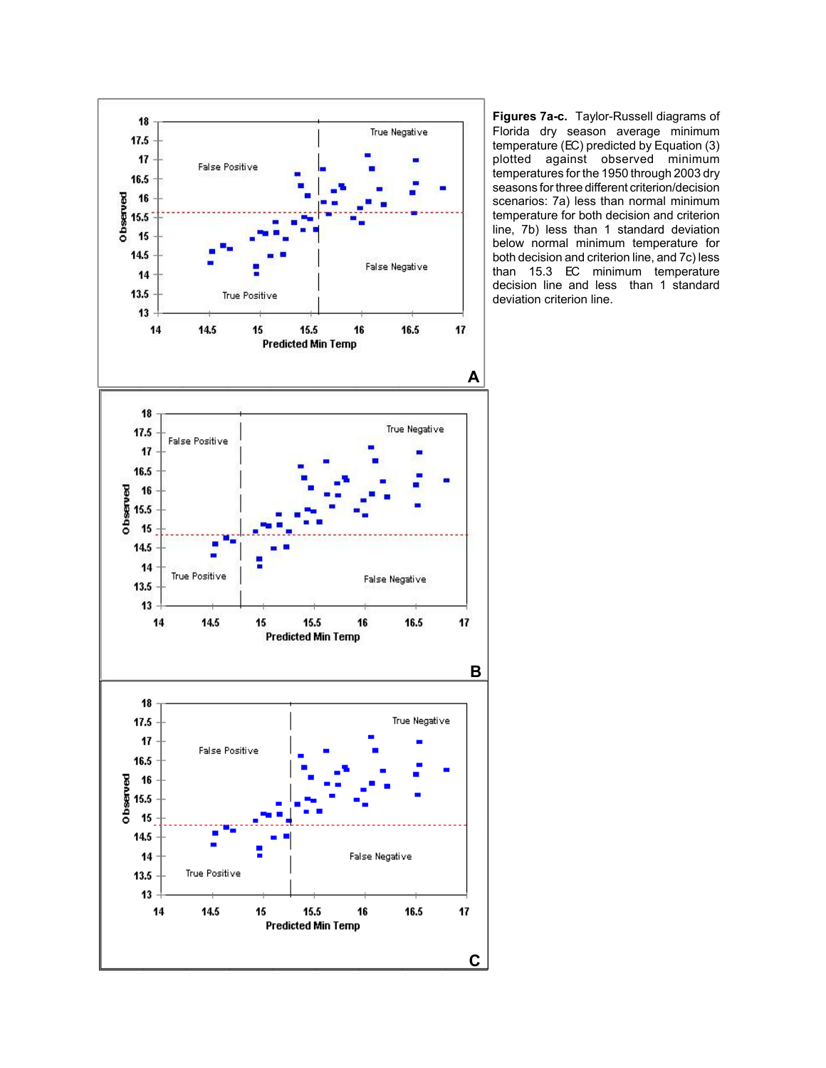**Figures 7a-c.** Taylor-Russell diagrams of Florida dry season average minimum temperature (EC) predicted by Equation (3) plotted against observed minimum temperatures for the 1950 through 2003 dry seasons for three different criterion/decision scenarios: 7a) less than normal minimum temperature for both decision and criterion line, 7b) less than 1 standard deviation below normal minimum temperature for both decision and criterion line, and 7c) less than 15.3 EC minimum temperature decision line and less than 1 standard deviation criterion line.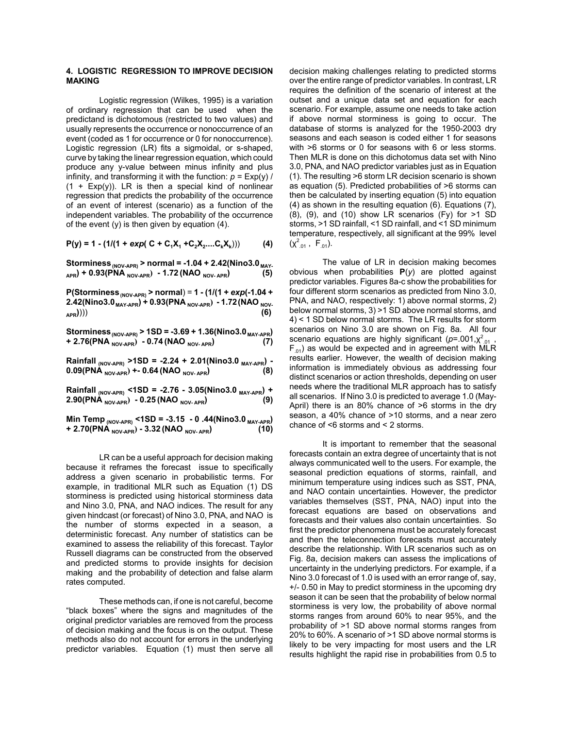## 4. LOGISTIC REGRESSION TO IMPROVE DECISION MAKING

Logistic regression (Wilkes, 1995) is a variation of ordinary regression that can be used when the predictand is dichotomous (restricted to two values) and usually represents the occurrence or nonoccurrence of an event (coded as 1 for occurrence or 0 for nonoccurrence). Logistic regression (LR) fits a sigmoidal, or s-shaped, curve by taking the linear regression equation, which could produce any y-value between minus infinity and plus infinity, and transforming it with the function: $p = \text{Exp}(y) / (1 + \text{Exp}(y))$. LR is then a special kind of nonlinear regression that predicts the probability of the occurrence of an event of interest (scenario) as a function of the independent variables. The probability of the occurrence of the event (y) is then given by equation (4).

$$\mathbf{P(y) = 1 - (1/(1 + \mathit{exp}(\ C + C_1X_1 + C_2X_2 .... C_kX_k)))} \qquad \textbf{(4)}$$

$$\mathbf{Storminess_{(NOV\text{-}APR)} > normal = -1.04 + 2.42(Nino3.0_{MAY\text{-}APR}) + 0.93(PNA_{NOV\text{-}APR}) - 1.72\,(NAO_{NOV\text{-}APR})} \qquad \textbf{(5)}$$

$$\mathbf{P(Storminess_{(NOV\text{-}APR)} > normal) = 1 - (1/(1 + \mathit{exp}(-1.04 + 2.42(Nino3.0_{MAY\text{-}APR}) + 0.93(PNA_{NOV\text{-}APR}) - 1.72\,(NAO_{NOV\text{-}APR}))))} \qquad \textbf{(6)}$$

$$\mathbf{Storminess_{(NOV\text{-}APR)} > 1SD = -3.69 + 1.36(Nino3.0_{MAY\text{-}APR}) + 2.76(PNA_{NOV\text{-}APR}) - 0.74\,(NAO_{NOV\text{-}APR})} \qquad \textbf{(7)}$$

$$\mathbf{Rainfall_{(NOV\text{-}APR)} > 1SD = -2.24 + 2.01(Nino3.0_{MAY\text{-}APR}) - 0.09(PNA_{NOV\text{-}APR}) +\!-\ 0.64\,(NAO_{NOV\text{-}APR})} \qquad \textbf{(8)}$$

$$\mathbf{Rainfall_{(NOV\text{-}APR)} < 1SD = -2.76 - 3.05(Nino3.0_{MAY\text{-}APR}) + 2.90(PNA_{NOV\text{-}APR}) - 0.25\,(NAO_{NOV\text{-}APR})} \qquad \textbf{(9)}$$

$$\mathbf{Min\ Temp_{(NOV\text{-}APR)} < 1SD = -3.15 - 0.44(Nino3.0_{MAY\text{-}APR}) + 2.70(PNA_{NOV\text{-}APR}) - 3.32\,(NAO_{NOV\text{-}APR})} \qquad \textbf{(10)}$$

LR can be a useful approach for decision making because it reframes the forecast issue to specifically address a given scenario in probabilistic terms. For example, in traditional MLR such as Equation (1) DS storminess is predicted using historical storminess data and Nino 3.0, PNA, and NAO indices. The result for any given hindcast (or forecast) of Nino 3.0, PNA, and NAO is the number of storms expected in a season, a deterministic forecast. Any number of statistics can be examined to assess the reliability of this forecast. Taylor Russell diagrams can be constructed from the observed and predicted storms to provide insights for decision making and the probability of detection and false alarm rates computed.

These methods can, if one is not careful, become "black boxes" where the signs and magnitudes of the original predictor variables are removed from the process of decision making and the focus is on the output. These methods also do not account for errors in the underlying predictor variables. Equation (1) must then serve all decision making challenges relating to predicted storms over the entire range of predictor variables. In contrast, LR requires the definition of the scenario of interest at the outset and a unique data set and equation for each scenario. For example, assume one needs to take action if above normal storminess is going to occur. The database of storms is analyzed for the 1950-2003 dry seasons and each season is coded either 1 for seasons with >6 storms or 0 for seasons with 6 or less storms. Then MLR is done on this dichotomus data set with Nino 3.0, PNA, and NAO predictor variables just as in Equation (1). The resulting >6 storm LR decision scenario is shown as equation (5). Predicted probabilities of >6 storms can then be calculated by inserting equation (5) into equation (4) as shown in the resulting equation (6). Equations (7), (8), (9), and (10) show LR scenarios (Fy) for >1 SD storms, >1 SD rainfall, <1 SD rainfall, and <1 SD minimum temperature, respectively, all significant at the 99% level ($\chi^2_{.01}$, $F_{.01}$).

The value of LR in decision making becomes obvious when probabilities **P**($y$) are plotted against predictor variables. Figures 8a-c show the probabilities for four different storm scenarios as predicted from Nino 3.0, PNA, and NAO, respectively: 1) above normal storms, 2) below normal storms, 3) >1 SD above normal storms, and 4) < 1 SD below normal storms. The LR results for storm scenarios on Nino 3.0 are shown on Fig. 8a. All four scenario equations are highly significant ($p$=.001, $\chi^2_{.01}$, $F_{.01}$) as would be expected and in agreement with MLR results earlier. However, the wealth of decision making information is immediately obvious as addressing four distinct scenarios or action thresholds, depending on user needs where the traditional MLR approach has to satisfy all scenarios. If Nino 3.0 is predicted to average 1.0 (May-April) there is an 80% chance of >6 storms in the dry season, a 40% chance of >10 storms, and a near zero chance of <6 storms and < 2 storms.

It is important to remember that the seasonal forecasts contain an extra degree of uncertainty that is not always communicated well to the users. For example, the seasonal prediction equations of storms, rainfall, and minimum temperature using indices such as SST, PNA, and NAO contain uncertainties. However, the predictor variables themselves (SST, PNA, NAO) input into the forecast equations are based on observations and forecasts and their values also contain uncertainties. So first the predictor phenomena must be accurately forecast and then the teleconnection forecasts must accurately describe the relationship. With LR scenarios such as on Fig. 8a, decision makers can assess the implications of uncertainty in the underlying predictors. For example, if a Nino 3.0 forecast of 1.0 is used with an error range of, say, +/- 0.50 in May to predict storminess in the upcoming dry season it can be seen that the probability of below normal storminess is very low, the probability of above normal storms ranges from around 60% to near 95%, and the probability of >1 SD above normal storms ranges from 20% to 60%. A scenario of >1 SD above normal storms is likely to be very impacting for most users and the LR results highlight the rapid rise in probabilities from 0.5 to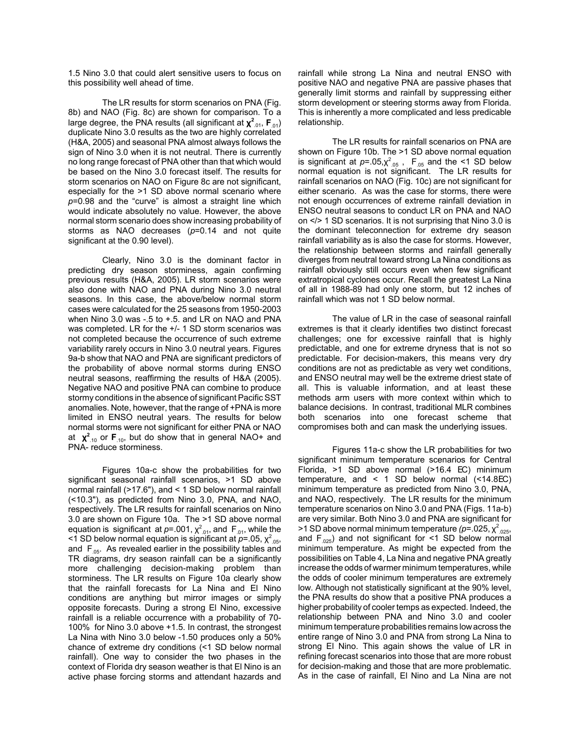1.5 Nino 3.0 that could alert sensitive users to focus on this possibility well ahead of time.

The LR results for storm scenarios on PNA (Fig. 8b) and NAO (Fig. 8c) are shown for comparison. To a large degree, the PNA results (all significant at $\chi^2_{.01}$, $F_{.01}$) duplicate Nino 3.0 results as the two are highly correlated (H&A, 2005) and seasonal PNA almost always follows the sign of Nino 3.0 when it is not neutral. There is currently no long range forecast of PNA other than that which would be based on the Nino 3.0 forecast itself. The results for storm scenarios on NAO on Figure 8c are not significant, especially for the >1 SD above normal scenario where $p$=0.98 and the "curve" is almost a straight line which would indicate absolutely no value. However, the above normal storm scenario does show increasing probability of storms as NAO decreases ($p$=0.14 and not quite significant at the 0.90 level).

Clearly, Nino 3.0 is the dominant factor in predicting dry season storminess, again confirming previous results (H&A, 2005). LR storm scenarios were also done with NAO and PNA during Nino 3.0 neutral seasons. In this case, the above/below normal storm cases were calculated for the 25 seasons from 1950-2003 when Nino 3.0 was -.5 to +.5. and LR on NAO and PNA was completed. LR for the +/- 1 SD storm scenarios was not completed because the occurrence of such extreme variability rarely occurs in Nino 3.0 neutral years. Figures 9a-b show that NAO and PNA are significant predictors of the probability of above normal storms during ENSO neutral seasons, reaffirming the results of H&A (2005). Negative NAO and positive PNA can combine to produce stormy conditions in the absence of significant Pacific SST anomalies. Note, however, that the range of +PNA is more limited in ENSO neutral years. The results for below normal storms were not significant for either PNA or NAO at $\chi^2_{.10}$ or $F_{.10}$, but do show that in general NAO+ and PNA- reduce storminess.

Figures 10a-c show the probabilities for two significant seasonal rainfall scenarios, >1 SD above normal rainfall (>17.6"), and < 1 SD below normal rainfall (<10.3"), as predicted from Nino 3.0, PNA, and NAO, respectively. The LR results for rainfall scenarios on Nino 3.0 are shown on Figure 10a. The >1 SD above normal equation is significant at $p$=.001, $\chi^2_{.01}$, and $F_{.01}$, while the <1 SD below normal equation is significant at $p$=.05, $\chi^2_{.05}$, and $F_{.05}$. As revealed earlier in the possibility tables and TR diagrams, dry season rainfall can be a significantly more challenging decision-making problem than storminess. The LR results on Figure 10a clearly show that the rainfall forecasts for La Nina and El Nino conditions are anything but mirror images or simply opposite forecasts. During a strong El Nino, excessive rainfall is a reliable occurrence with a probability of 70-100% for Nino 3.0 above +1.5. In contrast, the strongest La Nina with Nino 3.0 below -1.50 produces only a 50% chance of extreme dry conditions (<1 SD below normal rainfall). One way to consider the two phases in the context of Florida dry season weather is that El Nino is an active phase forcing storms and attendant hazards and rainfall while strong La Nina and neutral ENSO with positive NAO and negative PNA are passive phases that generally limit storms and rainfall by suppressing either storm development or steering storms away from Florida. This is inherently a more complicated and less predicable relationship.

The LR results for rainfall scenarios on PNA are shown on Figure 10b. The >1 SD above normal equation is significant at $p$=.05, $\chi^2_{.05}$, $F_{.05}$ and the <1 SD below normal equation is not significant. The LR results for rainfall scenarios on NAO (Fig. 10c) are not significant for either scenario. As was the case for storms, there were not enough occurrences of extreme rainfall deviation in ENSO neutral seasons to conduct LR on PNA and NAO on </> 1 SD scenarios. It is not surprising that Nino 3.0 is the dominant teleconnection for extreme dry season rainfall variability as is also the case for storms. However, the relationship between storms and rainfall generally diverges from neutral toward strong La Nina conditions as rainfall obviously still occurs even when few significant extratropical cyclones occur. Recall the greatest La Nina of all in 1988-89 had only one storm, but 12 inches of rainfall which was not 1 SD below normal.

The value of LR in the case of seasonal rainfall extremes is that it clearly identifies two distinct forecast challenges; one for excessive rainfall that is highly predictable, and one for extreme dryness that is not so predictable. For decision-makers, this means very dry conditions are not as predictable as very wet conditions, and ENSO neutral may well be the extreme driest state of all. This is valuable information, and at least these methods arm users with more context within which to balance decisions. In contrast, traditional MLR combines both scenarios into one forecast scheme that compromises both and can mask the underlying issues.

Figures 11a-c show the LR probabilities for two significant minimum temperature scenarios for Central Florida, >1 SD above normal (>16.4 EC) minimum temperature, and < 1 SD below normal (<14.8EC) minimum temperature as predicted from Nino 3.0, PNA, and NAO, respectively. The LR results for the minimum temperature scenarios on Nino 3.0 and PNA (Figs. 11a-b) are very similar. Both Nino 3.0 and PNA are significant for >1 SD above normal minimum temperature ($p$=.025, $\chi^2_{.025}$, and $F_{.025}$) and not significant for <1 SD below normal minimum temperature. As might be expected from the possibilities on Table 4, La Nina and negative PNA greatly increase the odds of warmer minimum temperatures, while the odds of cooler minimum temperatures are extremely low. Although not statistically significant at the 90% level, the PNA results do show that a positive PNA produces a higher probability of cooler temps as expected. Indeed, the relationship between PNA and Nino 3.0 and cooler minimum temperature probabilities remains low across the entire range of Nino 3.0 and PNA from strong La Nina to strong El Nino. This again shows the value of LR in refining forecast scenarios into those that are more robust for decision-making and those that are more problematic. As in the case of rainfall, El Nino and La Nina are not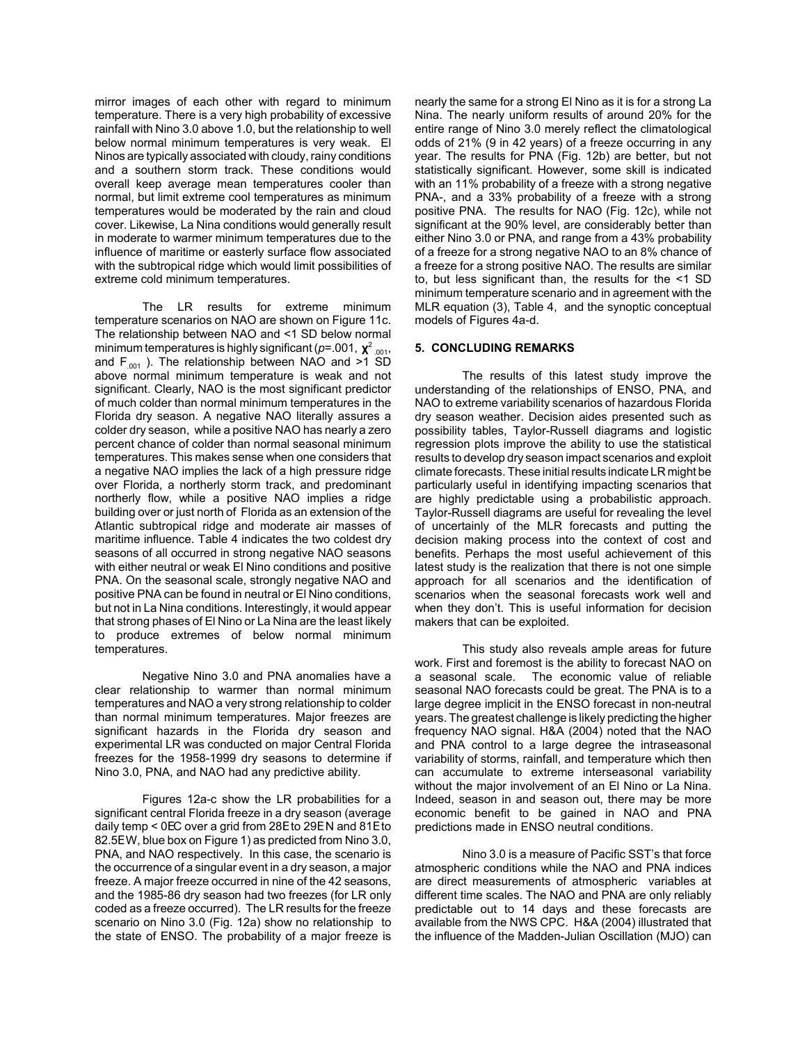mirror images of each other with regard to minimum temperature. There is a very high probability of excessive rainfall with Nino 3.0 above 1.0, but the relationship to well below normal minimum temperatures is very weak. El Ninos are typically associated with cloudy, rainy conditions and a southern storm track. These conditions would overall keep average mean temperatures cooler than normal, but limit extreme cool temperatures as minimum temperatures would be moderated by the rain and cloud cover. Likewise, La Nina conditions would generally result in moderate to warmer minimum temperatures due to the influence of maritime or easterly surface flow associated with the subtropical ridge which would limit possibilities of extreme cold minimum temperatures.

The LR results for extreme minimum temperature scenarios on NAO are shown on Figure 11c. The relationship between NAO and <1 SD below normal minimum temperatures is highly significant ($p$=.001, $\chi^2_{.001}$, and $F_{.001}$ ). The relationship between NAO and >1 SD above normal minimum temperature is weak and not significant. Clearly, NAO is the most significant predictor of much colder than normal minimum temperatures in the Florida dry season. A negative NAO literally assures a colder dry season, while a positive NAO has nearly a zero percent chance of colder than normal seasonal minimum temperatures. This makes sense when one considers that a negative NAO implies the lack of a high pressure ridge over Florida, a northerly storm track, and predominant northerly flow, while a positive NAO implies a ridge building over or just north of Florida as an extension of the Atlantic subtropical ridge and moderate air masses of maritime influence. Table 4 indicates the two coldest dry seasons of all occurred in strong negative NAO seasons with either neutral or weak El Nino conditions and positive PNA. On the seasonal scale, strongly negative NAO and positive PNA can be found in neutral or El Nino conditions, but not in La Nina conditions. Interestingly, it would appear that strong phases of El Nino or La Nina are the least likely to produce extremes of below normal minimum temperatures.

Negative Nino 3.0 and PNA anomalies have a clear relationship to warmer than normal minimum temperatures and NAO a very strong relationship to colder than normal minimum temperatures. Major freezes are significant hazards in the Florida dry season and experimental LR was conducted on major Central Florida freezes for the 1958-1999 dry seasons to determine if Nino 3.0, PNA, and NAO had any predictive ability.

Figures 12a-c show the LR probabilities for a significant central Florida freeze in a dry season (average daily temp < 0EC over a grid from 28E to 29EN and 81E to 82.5EW, blue box on Figure 1) as predicted from Nino 3.0, PNA, and NAO respectively. In this case, the scenario is the occurrence of a singular event in a dry season, a major freeze. A major freeze occurred in nine of the 42 seasons, and the 1985-86 dry season had two freezes (for LR only coded as a freeze occurred). The LR results for the freeze scenario on Nino 3.0 (Fig. 12a) show no relationship to the state of ENSO. The probability of a major freeze is nearly the same for a strong El Nino as it is for a strong La Nina. The nearly uniform results of around 20% for the entire range of Nino 3.0 merely reflect the climatological odds of 21% (9 in 42 years) of a freeze occurring in any year. The results for PNA (Fig. 12b) are better, but not statistically significant. However, some skill is indicated with an 11% probability of a freeze with a strong negative PNA-, and a 33% probability of a freeze with a strong positive PNA. The results for NAO (Fig. 12c), while not significant at the 90% level, are considerably better than either Nino 3.0 or PNA, and range from a 43% probability of a freeze for a strong negative NAO to an 8% chance of a freeze for a strong positive NAO. The results are similar to, but less significant than, the results for the <1 SD minimum temperature scenario and in agreement with the MLR equation (3), Table 4, and the synoptic conceptual models of Figures 4a-d.

## 5. CONCLUDING REMARKS

The results of this latest study improve the understanding of the relationships of ENSO, PNA, and NAO to extreme variability scenarios of hazardous Florida dry season weather. Decision aides presented such as possibility tables, Taylor-Russell diagrams and logistic regression plots improve the ability to use the statistical results to develop dry season impact scenarios and exploit climate forecasts. These initial results indicate LR might be particularly useful in identifying impacting scenarios that are highly predictable using a probabilistic approach. Taylor-Russell diagrams are useful for revealing the level of uncertainly of the MLR forecasts and putting the decision making process into the context of cost and benefits. Perhaps the most useful achievement of this latest study is the realization that there is not one simple approach for all scenarios and the identification of scenarios when the seasonal forecasts work well and when they don't. This is useful information for decision makers that can be exploited.

This study also reveals ample areas for future work. First and foremost is the ability to forecast NAO on a seasonal scale. The economic value of reliable seasonal NAO forecasts could be great. The PNA is to a large degree implicit in the ENSO forecast in non-neutral years. The greatest challenge is likely predicting the higher frequency NAO signal. H&A (2004) noted that the NAO and PNA control to a large degree the intraseasonal variability of storms, rainfall, and temperature which then can accumulate to extreme interseasonal variability without the major involvement of an El Nino or La Nina. Indeed, season in and season out, there may be more economic benefit to be gained in NAO and PNA predictions made in ENSO neutral conditions.

Nino 3.0 is a measure of Pacific SST's that force atmospheric conditions while the NAO and PNA indices are direct measurements of atmospheric variables at different time scales. The NAO and PNA are only reliably predictable out to 14 days and these forecasts are available from the NWS CPC. H&A (2004) illustrated that the influence of the Madden-Julian Oscillation (MJO) can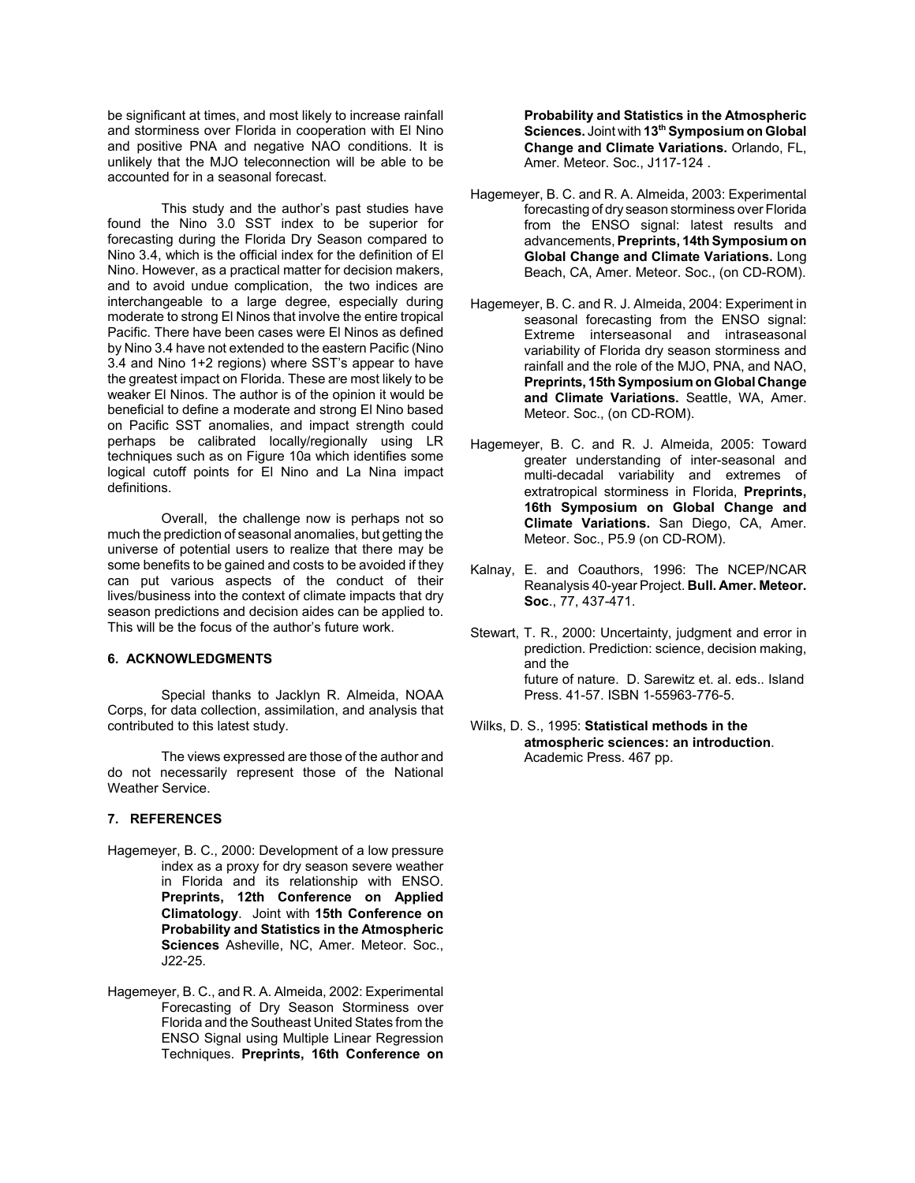be significant at times, and most likely to increase rainfall and storminess over Florida in cooperation with El Nino and positive PNA and negative NAO conditions. It is unlikely that the MJO teleconnection will be able to be accounted for in a seasonal forecast.

This study and the author's past studies have found the Nino 3.0 SST index to be superior for forecasting during the Florida Dry Season compared to Nino 3.4, which is the official index for the definition of El Nino. However, as a practical matter for decision makers, and to avoid undue complication, the two indices are interchangeable to a large degree, especially during moderate to strong El Ninos that involve the entire tropical Pacific. There have been cases were El Ninos as defined by Nino 3.4 have not extended to the eastern Pacific (Nino 3.4 and Nino 1+2 regions) where SST's appear to have the greatest impact on Florida. These are most likely to be weaker El Ninos. The author is of the opinion it would be beneficial to define a moderate and strong El Nino based on Pacific SST anomalies, and impact strength could perhaps be calibrated locally/regionally using LR techniques such as on Figure 10a which identifies some logical cutoff points for El Nino and La Nina impact definitions.

Overall, the challenge now is perhaps not so much the prediction of seasonal anomalies, but getting the universe of potential users to realize that there may be some benefits to be gained and costs to be avoided if they can put various aspects of the conduct of their lives/business into the context of climate impacts that dry season predictions and decision aides can be applied to. This will be the focus of the author's future work.

## 6. ACKNOWLEDGMENTS

Special thanks to Jacklyn R. Almeida, NOAA Corps, for data collection, assimilation, and analysis that contributed to this latest study.

The views expressed are those of the author and do not necessarily represent those of the National Weather Service.

## 7. REFERENCES

Hagemeyer, B. C., 2000: Development of a low pressure index as a proxy for dry season severe weather in Florida and its relationship with ENSO. **Preprints, 12th Conference on Applied Climatology**. Joint with **15th Conference on Probability and Statistics in the Atmospheric Sciences** Asheville, NC, Amer. Meteor. Soc., J22-25.

Hagemeyer, B. C., and R. A. Almeida, 2002: Experimental Forecasting of Dry Season Storminess over Florida and the Southeast United States from the ENSO Signal using Multiple Linear Regression Techniques. **Preprints, 16th Conference on Probability and Statistics in the Atmospheric Sciences.** Joint with **13th Symposium on Global Change and Climate Variations.** Orlando, FL, Amer. Meteor. Soc., J117-124 .

Hagemeyer, B. C. and R. A. Almeida, 2003: Experimental forecasting of dry season storminess over Florida from the ENSO signal: latest results and advancements, **Preprints, 14th Symposium on Global Change and Climate Variations.** Long Beach, CA, Amer. Meteor. Soc., (on CD-ROM).

Hagemeyer, B. C. and R. J. Almeida, 2004: Experiment in seasonal forecasting from the ENSO signal: Extreme interseasonal and intraseasonal variability of Florida dry season storminess and rainfall and the role of the MJO, PNA, and NAO, **Preprints, 15th Symposium on Global Change and Climate Variations.** Seattle, WA, Amer. Meteor. Soc., (on CD-ROM).

Hagemeyer, B. C. and R. J. Almeida, 2005: Toward greater understanding of inter-seasonal and multi-decadal variability and extremes of extratropical storminess in Florida, **Preprints, 16th Symposium on Global Change and Climate Variations.** San Diego, CA, Amer. Meteor. Soc., P5.9 (on CD-ROM).

Kalnay, E. and Coauthors, 1996: The NCEP/NCAR Reanalysis 40-year Project. **Bull. Amer. Meteor. Soc**., 77, 437-471.

Stewart, T. R., 2000: Uncertainty, judgment and error in prediction. Prediction: science, decision making, and the future of nature. D. Sarewitz et. al. eds.. Island Press. 41-57. ISBN 1-55963-776-5.

Wilks, D. S., 1995: **Statistical methods in the atmospheric sciences: an introduction**. Academic Press. 467 pp.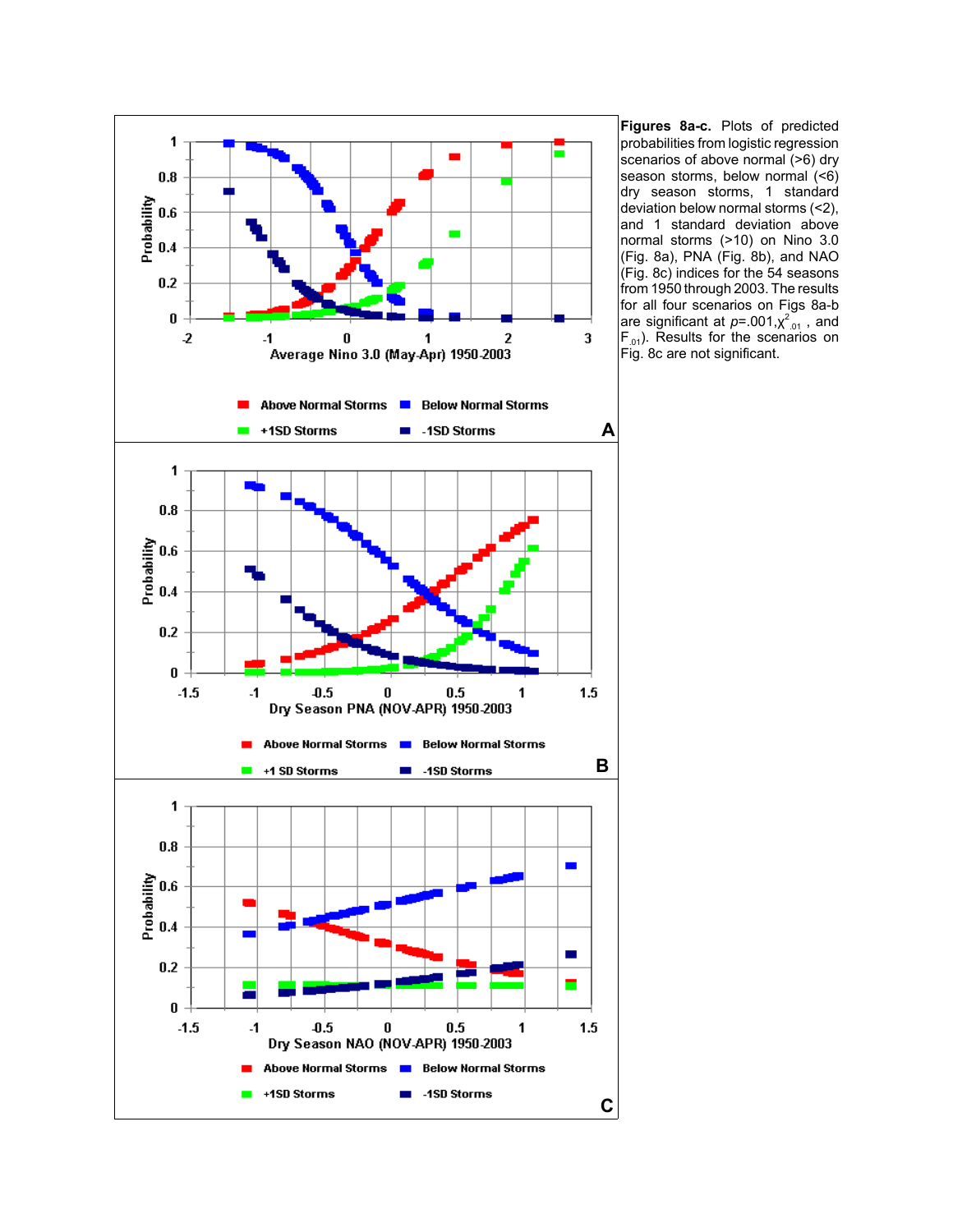**Figures 8a-c.** Plots of predicted probabilities from logistic regression scenarios of above normal (>6) dry season storms, below normal (<6) dry season storms, 1 standard deviation below normal storms (<2), and 1 standard deviation above normal storms (>10) on Nino 3.0 (Fig. 8a), PNA (Fig. 8b), and NAO (Fig. 8c) indices for the 54 seasons from 1950 through 2003. The results for all four scenarios on Figs 8a-b are significant at $p$=.001,$\chi^2_{.01}$ , and $F_{.01}$). Results for the scenarios on Fig. 8c are not significant.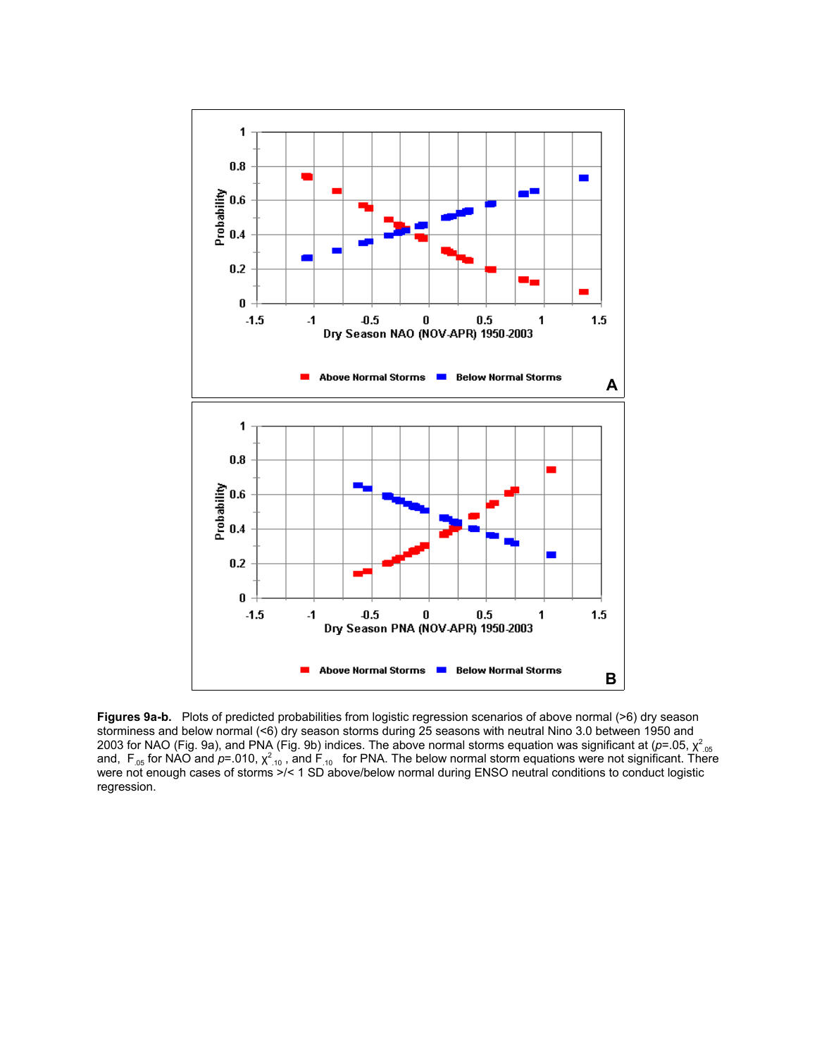**Figures 9a-b.** Plots of predicted probabilities from logistic regression scenarios of above normal (>6) dry season storminess and below normal (<6) dry season storms during 25 seasons with neutral Nino 3.0 between 1950 and 2003 for NAO (Fig. 9a), and PNA (Fig. 9b) indices. The above normal storms equation was significant at ($p$=.05, $\chi^2_{.05}$ and, $F_{.05}$ for NAO and $p$=.010, $\chi^2_{.10}$ , and $F_{.10}$ for PNA. The below normal storm equations were not significant. There were not enough cases of storms >/< 1 SD above/below normal during ENSO neutral conditions to conduct logistic regression.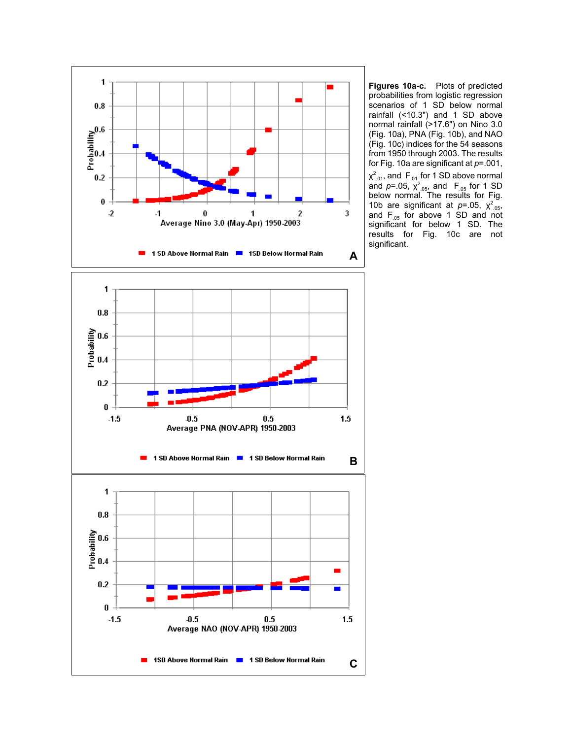**Figures 10a-c.** Plots of predicted probabilities from logistic regression scenarios of 1 SD below normal rainfall (<10.3") and 1 SD above normal rainfall (>17.6") on Nino 3.0 (Fig. 10a), PNA (Fig. 10b), and NAO (Fig. 10c) indices for the 54 seasons from 1950 through 2003. The results for Fig. 10a are significant at $p$=.001, $\chi^2_{.01}$, and $F_{.01}$ for 1 SD above normal and $p$=.05, $\chi^2_{.05}$, and $F_{.05}$ for 1 SD below normal. The results for Fig. 10b are significant at $p$=.05, $\chi^2_{.05}$, and $F_{.05}$ for above 1 SD and not significant for below 1 SD. The results for Fig. 10c are not significant.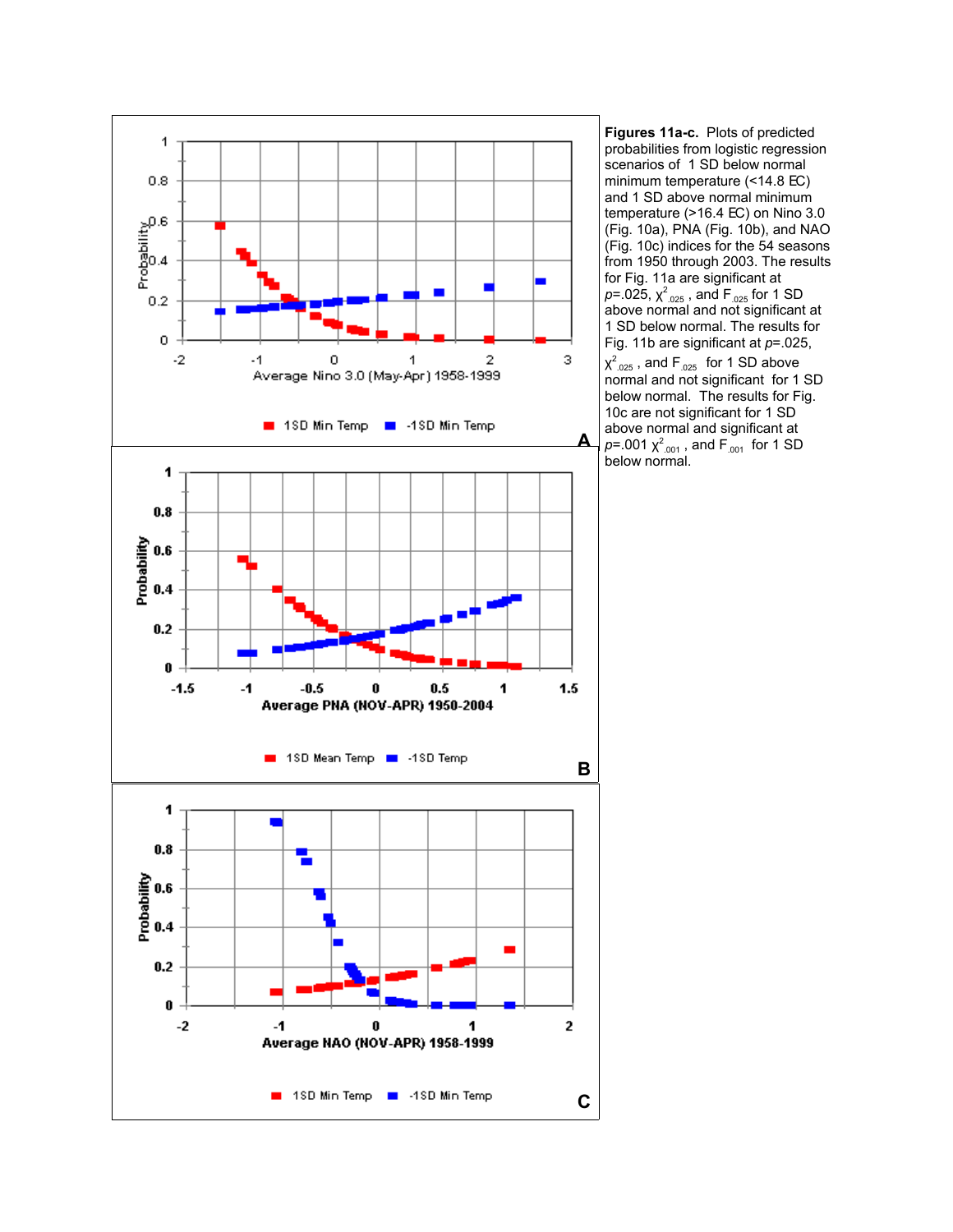**Figures 11a-c.** Plots of predicted probabilities from logistic regression scenarios of 1 SD below normal minimum temperature (<14.8 EC) and 1 SD above normal minimum temperature (>16.4 EC) on Nino 3.0 (Fig. 10a), PNA (Fig. 10b), and NAO (Fig. 10c) indices for the 54 seasons from 1950 through 2003. The results for Fig. 11a are significant at $p$=.025, $\chi^2_{.025}$, and $F_{.025}$ for 1 SD above normal and not significant at 1 SD below normal. The results for Fig. 11b are significant at $p$=.025, $\chi^2_{.025}$, and $F_{.025}$ for 1 SD above normal and not significant for 1 SD below normal. The results for Fig. 10c are not significant for 1 SD above normal and significant at $p$=.001 $\chi^2_{.001}$, and $F_{.001}$ for 1 SD below normal.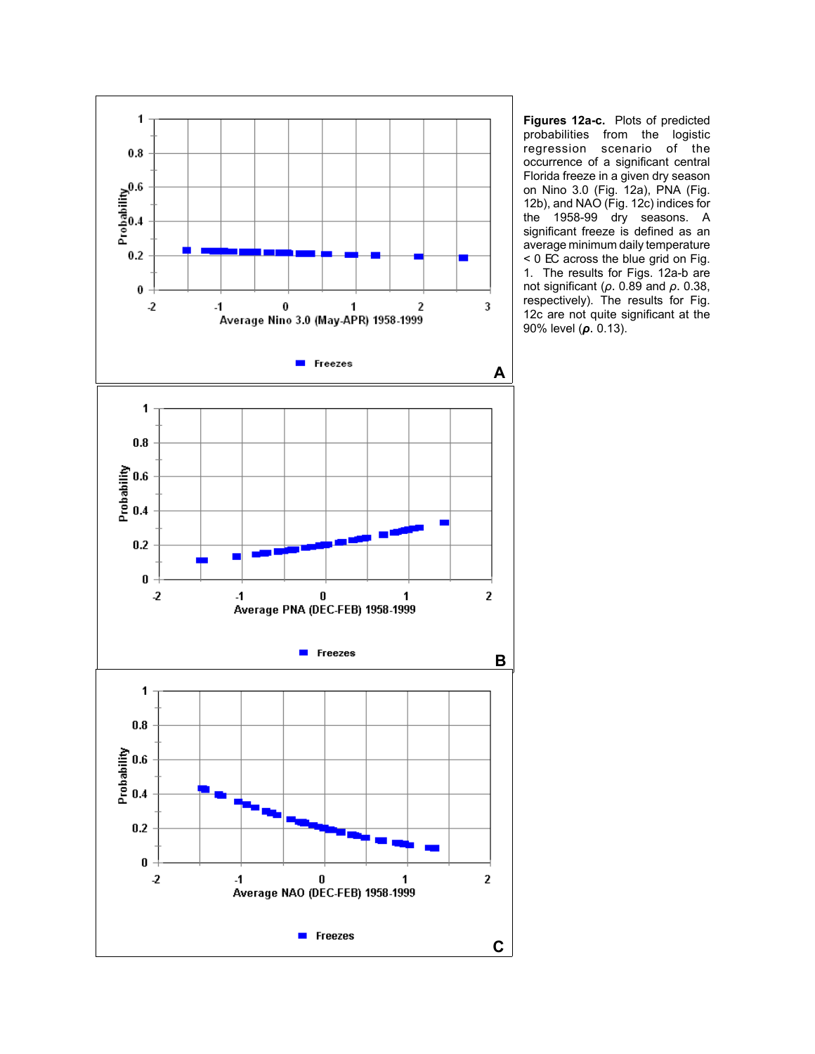1

0.8

0.6

0.4

0.2

0

Probability

-2 -1 0 1 2 3

Average Nino 3.0 (May-APR) 1958-1999

Freezes

A

1

0.8

0.6

0.4

0.2

0

Probability

-2 -1 0 1 2

Average PNA (DEC-FEB) 1958-1999

Freezes

B

1

0.8

0.6

0.4

0.2

0

Probability

-2 -1 0 1 2

Average NAO (DEC-FEB) 1958-1999

Freezes

C

**Figures 12a-c.** Plots of predicted probabilities from the logistic regression scenario of the occurrence of a significant central Florida freeze in a given dry season on Nino 3.0 (Fig. 12a), PNA (Fig. 12b), and NAO (Fig. 12c) indices for the 1958-99 dry seasons. A significant freeze is defined as an average minimum daily temperature < 0 EC across the blue grid on Fig. 1. The results for Figs. 12a-b are not significant ($\rho$. 0.89 and $\rho$. 0.38, respectively). The results for Fig. 12c are not quite significant at the 90% level ($\rho$. 0.13).